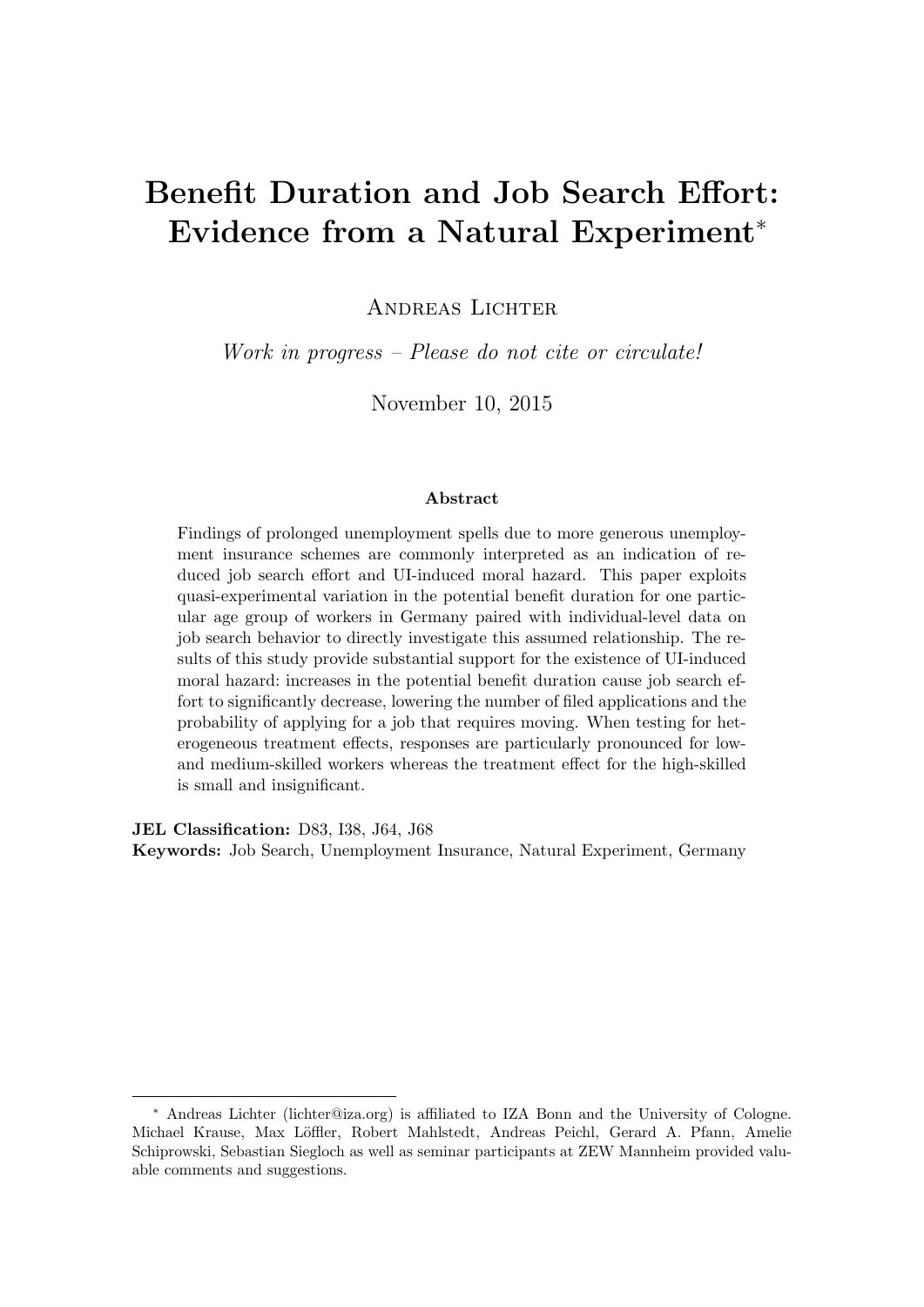# Benefit Duration and Job Search Effort: Evidence from a Natural Experiment[*]

Andreas Lichter

*Work in progress – Please do not cite or circulate!*

November 10, 2015

### Abstract

Findings of prolonged unemployment spells due to more generous unemployment insurance schemes are commonly interpreted as an indication of reduced job search effort and UI-induced moral hazard. This paper exploits quasi-experimental variation in the potential benefit duration for one particular age group of workers in Germany paired with individual-level data on job search behavior to directly investigate this assumed relationship. The results of this study provide substantial support for the existence of UI-induced moral hazard: increases in the potential benefit duration cause job search effort to significantly decrease, lowering the number of filed applications and the probability of applying for a job that requires moving. When testing for heterogeneous treatment effects, responses are particularly pronounced for low- and medium-skilled workers whereas the treatment effect for the high-skilled is small and insignificant.

**JEL Classification:** D83, I38, J64, J68

**Keywords:** Job Search, Unemployment Insurance, Natural Experiment, Germany

---

[*] Andreas Lichter (lichter@iza.org) is affiliated to IZA Bonn and the University of Cologne. Michael Krause, Max Löffler, Robert Mahlstedt, Andreas Peichl, Gerard A. Pfann, Amelie Schiprowski, Sebastian Siegloch as well as seminar participants at ZEW Mannheim provided valuable comments and suggestions.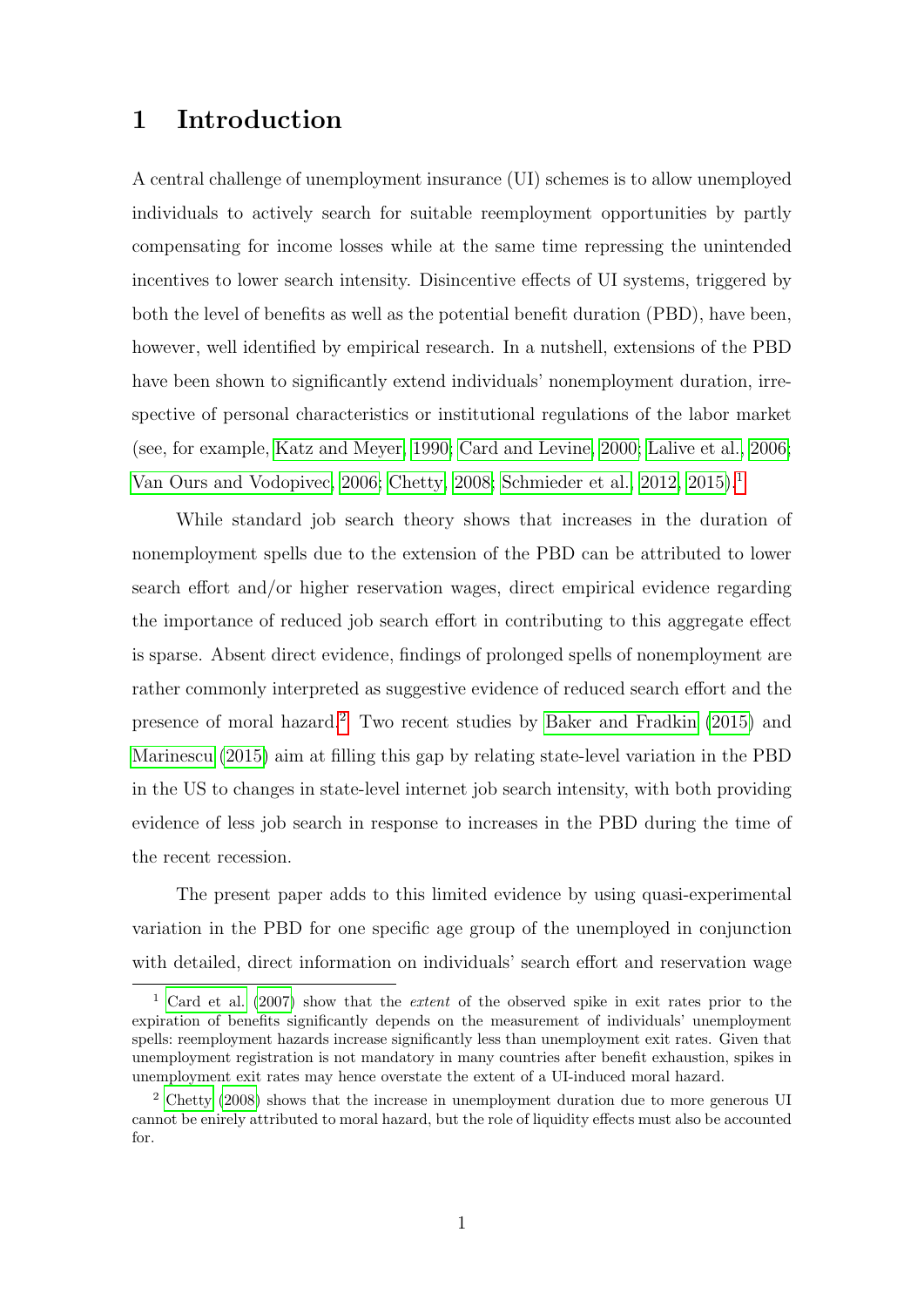# 1 Introduction

A central challenge of unemployment insurance (UI) schemes is to allow unemployed individuals to actively search for suitable reemployment opportunities by partly compensating for income losses while at the same time repressing the unintended incentives to lower search intensity. Disincentive effects of UI systems, triggered by both the level of benefits as well as the potential benefit duration (PBD), have been, however, well identified by empirical research. In a nutshell, extensions of the PBD have been shown to significantly extend individuals' nonemployment duration, irrespective of personal characteristics or institutional regulations of the labor market (see, for example, Katz and Meyer, 1990; Card and Levine, 2000; Lalive et al., 2006; Van Ours and Vodopivec, 2006; Chetty, 2008; Schmieder et al., 2012, 2015).[1]

While standard job search theory shows that increases in the duration of nonemployment spells due to the extension of the PBD can be attributed to lower search effort and/or higher reservation wages, direct empirical evidence regarding the importance of reduced job search effort in contributing to this aggregate effect is sparse. Absent direct evidence, findings of prolonged spells of nonemployment are rather commonly interpreted as suggestive evidence of reduced search effort and the presence of moral hazard.[2] Two recent studies by Baker and Fradkin (2015) and Marinescu (2015) aim at filling this gap by relating state-level variation in the PBD in the US to changes in state-level internet job search intensity, with both providing evidence of less job search in response to increases in the PBD during the time of the recent recession.

The present paper adds to this limited evidence by using quasi-experimental variation in the PBD for one specific age group of the unemployed in conjunction with detailed, direct information on individuals' search effort and reservation wage

[1] Card et al. (2007) show that the *extent* of the observed spike in exit rates prior to the expiration of benefits significantly depends on the measurement of individuals' unemployment spells: reemployment hazards increase significantly less than unemployment exit rates. Given that unemployment registration is not mandatory in many countries after benefit exhaustion, spikes in unemployment exit rates may hence overstate the extent of a UI-induced moral hazard.

[2] Chetty (2008) shows that the increase in unemployment duration due to more generous UI cannot be enirely attributed to moral hazard, but the role of liquidity effects must also be accounted for.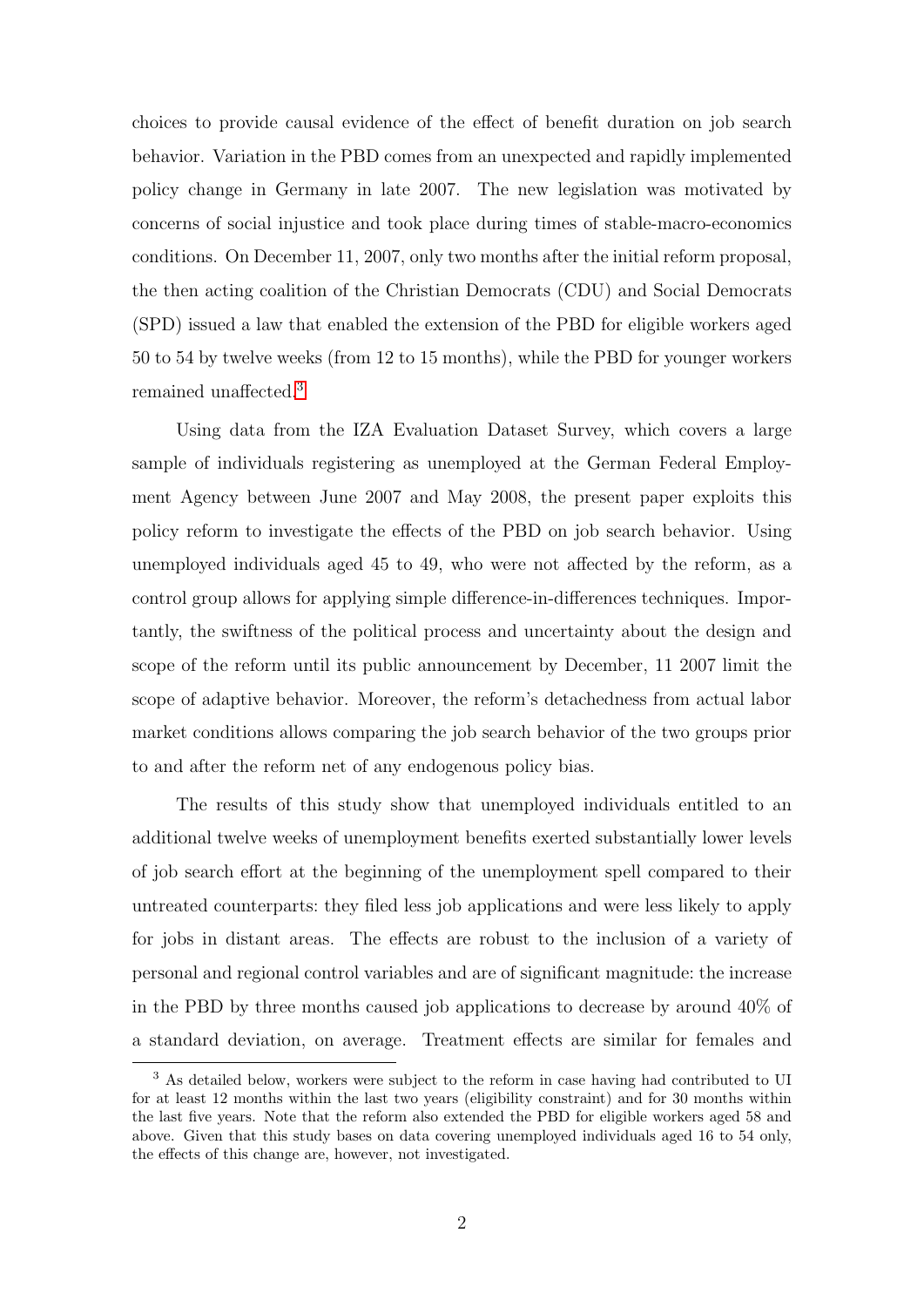choices to provide causal evidence of the effect of benefit duration on job search behavior. Variation in the PBD comes from an unexpected and rapidly implemented policy change in Germany in late 2007. The new legislation was motivated by concerns of social injustice and took place during times of stable-macro-economics conditions. On December 11, 2007, only two months after the initial reform proposal, the then acting coalition of the Christian Democrats (CDU) and Social Democrats (SPD) issued a law that enabled the extension of the PBD for eligible workers aged 50 to 54 by twelve weeks (from 12 to 15 months), while the PBD for younger workers remained unaffected.[3]

Using data from the IZA Evaluation Dataset Survey, which covers a large sample of individuals registering as unemployed at the German Federal Employment Agency between June 2007 and May 2008, the present paper exploits this policy reform to investigate the effects of the PBD on job search behavior. Using unemployed individuals aged 45 to 49, who were not affected by the reform, as a control group allows for applying simple difference-in-differences techniques. Importantly, the swiftness of the political process and uncertainty about the design and scope of the reform until its public announcement by December, 11 2007 limit the scope of adaptive behavior. Moreover, the reform's detachedness from actual labor market conditions allows comparing the job search behavior of the two groups prior to and after the reform net of any endogenous policy bias.

The results of this study show that unemployed individuals entitled to an additional twelve weeks of unemployment benefits exerted substantially lower levels of job search effort at the beginning of the unemployment spell compared to their untreated counterparts: they filed less job applications and were less likely to apply for jobs in distant areas. The effects are robust to the inclusion of a variety of personal and regional control variables and are of significant magnitude: the increase in the PBD by three months caused job applications to decrease by around 40% of a standard deviation, on average. Treatment effects are similar for females and

[3] As detailed below, workers were subject to the reform in case having had contributed to UI for at least 12 months within the last two years (eligibility constraint) and for 30 months within the last five years. Note that the reform also extended the PBD for eligible workers aged 58 and above. Given that this study bases on data covering unemployed individuals aged 16 to 54 only, the effects of this change are, however, not investigated.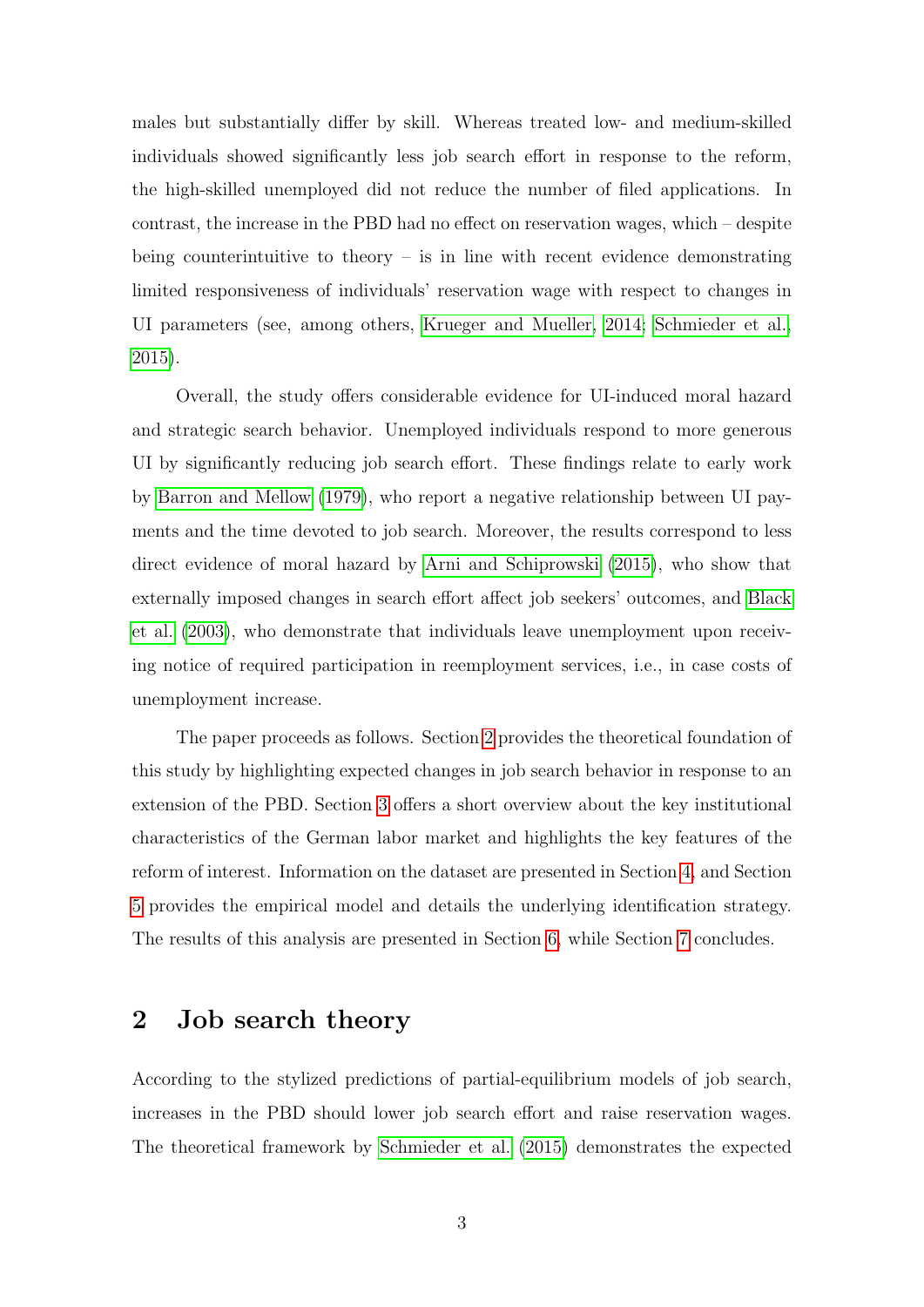males but substantially differ by skill. Whereas treated low- and medium-skilled individuals showed significantly less job search effort in response to the reform, the high-skilled unemployed did not reduce the number of filed applications. In contrast, the increase in the PBD had no effect on reservation wages, which – despite being counterintuitive to theory – is in line with recent evidence demonstrating limited responsiveness of individuals' reservation wage with respect to changes in UI parameters (see, among others, Krueger and Mueller, 2014; Schmieder et al., 2015).

Overall, the study offers considerable evidence for UI-induced moral hazard and strategic search behavior. Unemployed individuals respond to more generous UI by significantly reducing job search effort. These findings relate to early work by Barron and Mellow (1979), who report a negative relationship between UI payments and the time devoted to job search. Moreover, the results correspond to less direct evidence of moral hazard by Arni and Schiprowski (2015), who show that externally imposed changes in search effort affect job seekers' outcomes, and Black et al. (2003), who demonstrate that individuals leave unemployment upon receiving notice of required participation in reemployment services, i.e., in case costs of unemployment increase.

The paper proceeds as follows. Section 2 provides the theoretical foundation of this study by highlighting expected changes in job search behavior in response to an extension of the PBD. Section 3 offers a short overview about the key institutional characteristics of the German labor market and highlights the key features of the reform of interest. Information on the dataset are presented in Section 4, and Section 5 provides the empirical model and details the underlying identification strategy. The results of this analysis are presented in Section 6, while Section 7 concludes.

## 2 Job search theory

According to the stylized predictions of partial-equilibrium models of job search, increases in the PBD should lower job search effort and raise reservation wages. The theoretical framework by Schmieder et al. (2015) demonstrates the expected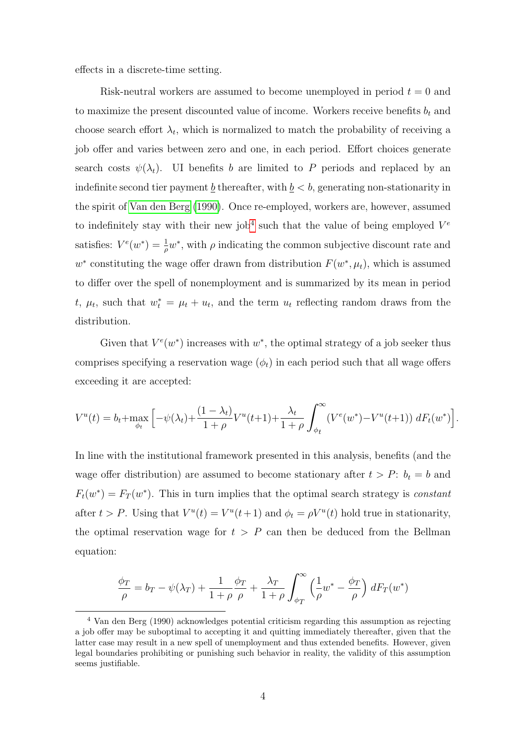effects in a discrete-time setting.

Risk-neutral workers are assumed to become unemployed in period $t = 0$ and to maximize the present discounted value of income. Workers receive benefits $b_t$ and choose search effort $\lambda_t$, which is normalized to match the probability of receiving a job offer and varies between zero and one, in each period. Effort choices generate search costs $\psi(\lambda_t)$. UI benefits $b$ are limited to $P$ periods and replaced by an indefinite second tier payment $\underline{b}$ thereafter, with $\underline{b} < b$, generating non-stationarity in the spirit of Van den Berg (1990). Once re-employed, workers are, however, assumed to indefinitely stay with their new job[4] such that the value of being employed $V^e$ satisfies: $V^e(w^*) = \frac{1}{\rho}w^*$, with $\rho$ indicating the common subjective discount rate and $w^*$ constituting the wage offer drawn from distribution $F(w^*, \mu_t)$, which is assumed to differ over the spell of nonemployment and is summarized by its mean in period $t$, $\mu_t$, such that $w^*_t = \mu_t + u_t$, and the term $u_t$ reflecting random draws from the distribution.

Given that $V^e(w^*)$ increases with $w^*$, the optimal strategy of a job seeker thus comprises specifying a reservation wage ($\phi_t$) in each period such that all wage offers exceeding it are accepted:

$$V^u(t) = b_t + \max_{\phi_t} \left[ -\psi(\lambda_t) + \frac{(1-\lambda_t)}{1+\rho} V^u(t+1) + \frac{\lambda_t}{1+\rho} \int_{\phi_t}^{\infty} \left( V^e(w^*) - V^u(t+1) \right) dF_t(w^*) \right].$$

In line with the institutional framework presented in this analysis, benefits (and the wage offer distribution) are assumed to become stationary after $t > P$: $b_t = b$ and $F_t(w^*) = F_T(w^*)$. This in turn implies that the optimal search strategy is *constant* after $t > P$. Using that $V^u(t) = V^u(t+1)$ and $\phi_t = \rho V^u(t)$ hold true in stationarity, the optimal reservation wage for $t > P$ can then be deduced from the Bellman equation:

$$\frac{\phi_T}{\rho} = b_T - \psi(\lambda_T) + \frac{1}{1+\rho}\frac{\phi_T}{\rho} + \frac{\lambda_T}{1+\rho} \int_{\phi_T}^{\infty} \left( \frac{1}{\rho} w^* - \frac{\phi_T}{\rho} \right) dF_T(w^*)$$

[4] Van den Berg (1990) acknowledges potential criticism regarding this assumption as rejecting a job offer may be suboptimal to accepting it and quitting immediately thereafter, given that the latter case may result in a new spell of unemployment and thus extended benefits. However, given legal boundaries prohibiting or punishing such behavior in reality, the validity of this assumption seems justifiable.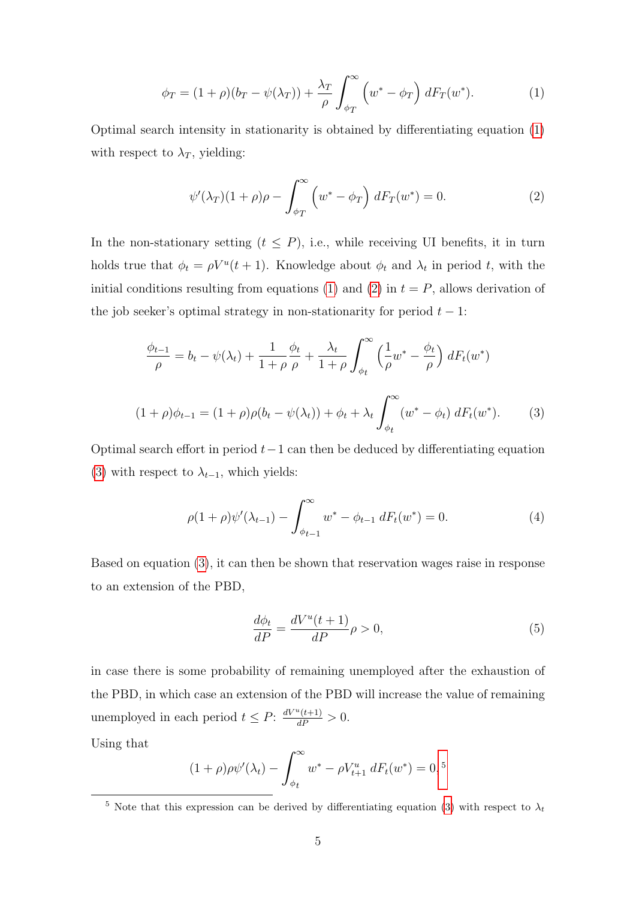$$\phi_T = (1+\rho)(b_T - \psi(\lambda_T)) + \frac{\lambda_T}{\rho}\int_{\phi_T}^{\infty}\left(w^* - \phi_T\right) dF_T(w^*). \tag{1}$$

Optimal search intensity in stationarity is obtained by differentiating equation (1) with respect to $\lambda_T$, yielding:

$$\psi'(\lambda_T)(1+\rho)\rho - \int_{\phi_T}^{\infty}\left(w^* - \phi_T\right) dF_T(w^*) = 0. \tag{2}$$

In the non-stationary setting ($t \leq P$), i.e., while receiving UI benefits, it in turn holds true that $\phi_t = \rho V^u(t+1)$. Knowledge about $\phi_t$ and $\lambda_t$ in period $t$, with the initial conditions resulting from equations (1) and (2) in $t = P$, allows derivation of the job seeker's optimal strategy in non-stationarity for period $t-1$:

$$\frac{\phi_{t-1}}{\rho} = b_t - \psi(\lambda_t) + \frac{1}{1+\rho}\frac{\phi_t}{\rho} + \frac{\lambda_t}{1+\rho}\int_{\phi_t}^{\infty}\left(\frac{1}{\rho}w^* - \frac{\phi_t}{\rho}\right) dF_t(w^*)$$

$$(1+\rho)\phi_{t-1} = (1+\rho)\rho(b_t - \psi(\lambda_t)) + \phi_t + \lambda_t\int_{\phi_t}^{\infty}(w^* - \phi_t)\, dF_t(w^*). \tag{3}$$

Optimal search effort in period $t-1$ can then be deduced by differentiating equation (3) with respect to $\lambda_{t-1}$, which yields:

$$\rho(1+\rho)\psi'(\lambda_{t-1}) - \int_{\phi_{t-1}}^{\infty} w^* - \phi_{t-1}\, dF_t(w^*) = 0. \tag{4}$$

Based on equation (3), it can then be shown that reservation wages raise in response to an extension of the PBD,

$$\frac{d\phi_t}{dP} = \frac{dV^u(t+1)}{dP}\rho > 0, \tag{5}$$

in case there is some probability of remaining unemployed after the exhaustion of the PBD, in which case an extension of the PBD will increase the value of remaining unemployed in each period $t \leq P$: $\frac{dV^u(t+1)}{dP} > 0$.

Using that

$$(1+\rho)\rho\psi'(\lambda_t) - \int_{\phi_t}^{\infty} w^* - \rho V_{t+1}^u\, dF_t(w^*) = 0,[5]$$

[5] Note that this expression can be derived by differentiating equation (3) with respect to $\lambda_t$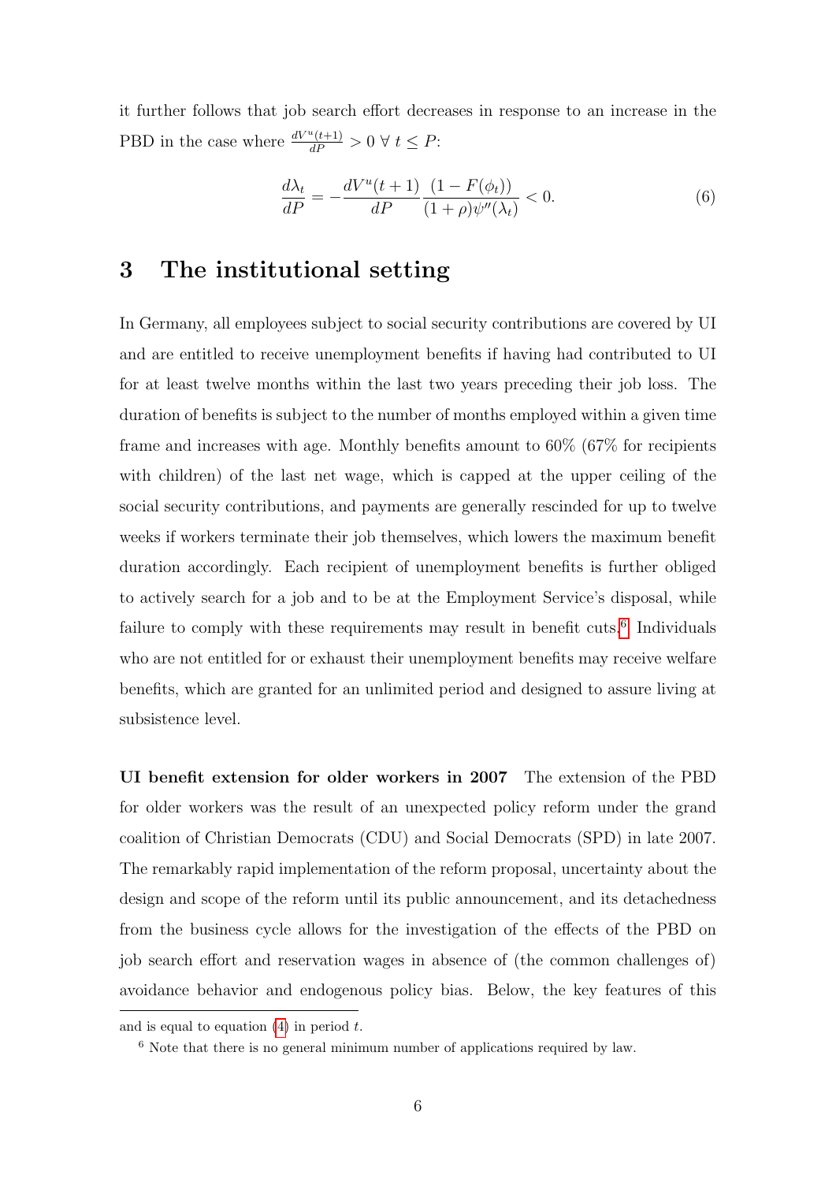it further follows that job search effort decreases in response to an increase in the PBD in the case where $\frac{dV^u(t+1)}{dP} > 0 \; \forall \; t \leq P$:

$$\frac{d\lambda_t}{dP} = -\frac{dV^u(t+1)}{dP} \frac{(1 - F(\phi_t))}{(1+\rho)\psi''(\lambda_t)} < 0. \tag{6}$$

## 3 The institutional setting

In Germany, all employees subject to social security contributions are covered by UI and are entitled to receive unemployment benefits if having had contributed to UI for at least twelve months within the last two years preceding their job loss. The duration of benefits is subject to the number of months employed within a given time frame and increases with age. Monthly benefits amount to 60% (67% for recipients with children) of the last net wage, which is capped at the upper ceiling of the social security contributions, and payments are generally rescinded for up to twelve weeks if workers terminate their job themselves, which lowers the maximum benefit duration accordingly. Each recipient of unemployment benefits is further obliged to actively search for a job and to be at the Employment Service's disposal, while failure to comply with these requirements may result in benefit cuts.[6] Individuals who are not entitled for or exhaust their unemployment benefits may receive welfare benefits, which are granted for an unlimited period and designed to assure living at subsistence level.

**UI benefit extension for older workers in 2007** The extension of the PBD for older workers was the result of an unexpected policy reform under the grand coalition of Christian Democrats (CDU) and Social Democrats (SPD) in late 2007. The remarkably rapid implementation of the reform proposal, uncertainty about the design and scope of the reform until its public announcement, and its detachedness from the business cycle allows for the investigation of the effects of the PBD on job search effort and reservation wages in absence of (the common challenges of) avoidance behavior and endogenous policy bias. Below, the key features of this

and is equal to equation (4) in period $t$.

[6] Note that there is no general minimum number of applications required by law.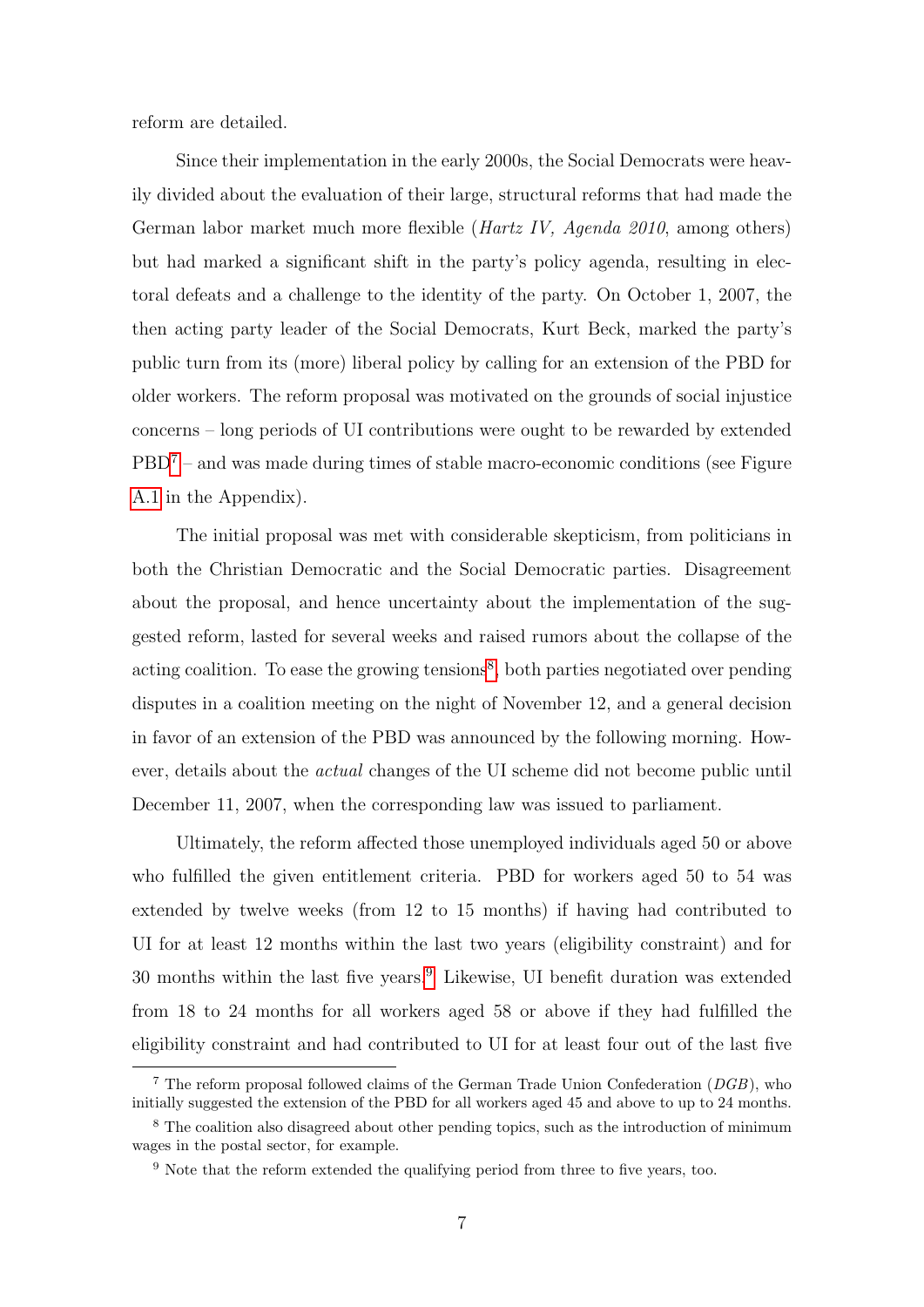reform are detailed.

Since their implementation in the early 2000s, the Social Democrats were heavily divided about the evaluation of their large, structural reforms that had made the German labor market much more flexible (*Hartz IV, Agenda 2010*, among others) but had marked a significant shift in the party's policy agenda, resulting in electoral defeats and a challenge to the identity of the party. On October 1, 2007, the then acting party leader of the Social Democrats, Kurt Beck, marked the party's public turn from its (more) liberal policy by calling for an extension of the PBD for older workers. The reform proposal was motivated on the grounds of social injustice concerns – long periods of UI contributions were ought to be rewarded by extended PBD[7] – and was made during times of stable macro-economic conditions (see Figure A.1 in the Appendix).

The initial proposal was met with considerable skepticism, from politicians in both the Christian Democratic and the Social Democratic parties. Disagreement about the proposal, and hence uncertainty about the implementation of the suggested reform, lasted for several weeks and raised rumors about the collapse of the acting coalition. To ease the growing tensions[8], both parties negotiated over pending disputes in a coalition meeting on the night of November 12, and a general decision in favor of an extension of the PBD was announced by the following morning. However, details about the *actual* changes of the UI scheme did not become public until December 11, 2007, when the corresponding law was issued to parliament.

Ultimately, the reform affected those unemployed individuals aged 50 or above who fulfilled the given entitlement criteria. PBD for workers aged 50 to 54 was extended by twelve weeks (from 12 to 15 months) if having had contributed to UI for at least 12 months within the last two years (eligibility constraint) and for 30 months within the last five years.[9] Likewise, UI benefit duration was extended from 18 to 24 months for all workers aged 58 or above if they had fulfilled the eligibility constraint and had contributed to UI for at least four out of the last five

[7] The reform proposal followed claims of the German Trade Union Confederation (*DGB*), who initially suggested the extension of the PBD for all workers aged 45 and above to up to 24 months.

[8] The coalition also disagreed about other pending topics, such as the introduction of minimum wages in the postal sector, for example.

[9] Note that the reform extended the qualifying period from three to five years, too.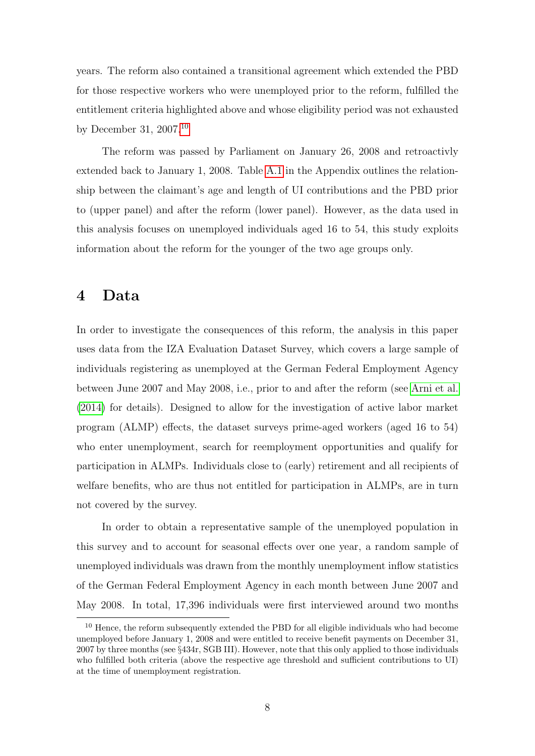years. The reform also contained a transitional agreement which extended the PBD for those respective workers who were unemployed prior to the reform, fulfilled the entitlement criteria highlighted above and whose eligibility period was not exhausted by December 31, 2007.[10]

The reform was passed by Parliament on January 26, 2008 and retroactivly extended back to January 1, 2008. Table A.1 in the Appendix outlines the relationship between the claimant's age and length of UI contributions and the PBD prior to (upper panel) and after the reform (lower panel). However, as the data used in this analysis focuses on unemployed individuals aged 16 to 54, this study exploits information about the reform for the younger of the two age groups only.

# 4 Data

In order to investigate the consequences of this reform, the analysis in this paper uses data from the IZA Evaluation Dataset Survey, which covers a large sample of individuals registering as unemployed at the German Federal Employment Agency between June 2007 and May 2008, i.e., prior to and after the reform (see Arni et al. (2014) for details). Designed to allow for the investigation of active labor market program (ALMP) effects, the dataset surveys prime-aged workers (aged 16 to 54) who enter unemployment, search for reemployment opportunities and qualify for participation in ALMPs. Individuals close to (early) retirement and all recipients of welfare benefits, who are thus not entitled for participation in ALMPs, are in turn not covered by the survey.

In order to obtain a representative sample of the unemployed population in this survey and to account for seasonal effects over one year, a random sample of unemployed individuals was drawn from the monthly unemployment inflow statistics of the German Federal Employment Agency in each month between June 2007 and May 2008. In total, 17,396 individuals were first interviewed around two months

[10] Hence, the reform subsequently extended the PBD for all eligible individuals who had become unemployed before January 1, 2008 and were entitled to receive benefit payments on December 31, 2007 by three months (see §434r, SGB III). However, note that this only applied to those individuals who fulfilled both criteria (above the respective age threshold and sufficient contributions to UI) at the time of unemployment registration.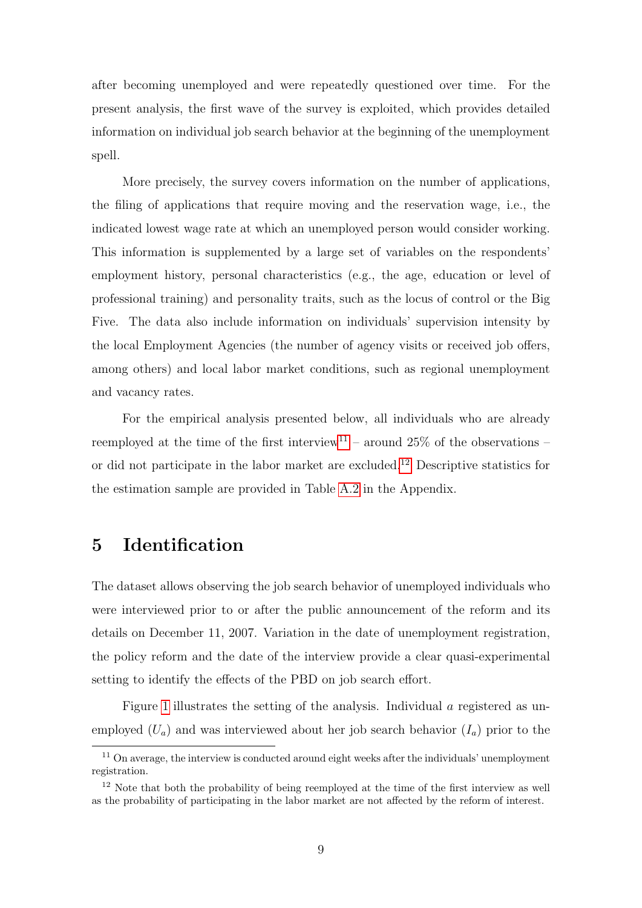after becoming unemployed and were repeatedly questioned over time. For the present analysis, the first wave of the survey is exploited, which provides detailed information on individual job search behavior at the beginning of the unemployment spell.

More precisely, the survey covers information on the number of applications, the filing of applications that require moving and the reservation wage, i.e., the indicated lowest wage rate at which an unemployed person would consider working. This information is supplemented by a large set of variables on the respondents' employment history, personal characteristics (e.g., the age, education or level of professional training) and personality traits, such as the locus of control or the Big Five. The data also include information on individuals' supervision intensity by the local Employment Agencies (the number of agency visits or received job offers, among others) and local labor market conditions, such as regional unemployment and vacancy rates.

For the empirical analysis presented below, all individuals who are already reemployed at the time of the first interview[11] – around 25% of the observations – or did not participate in the labor market are excluded.[12] Descriptive statistics for the estimation sample are provided in Table A.2 in the Appendix.

# 5 Identification

The dataset allows observing the job search behavior of unemployed individuals who were interviewed prior to or after the public announcement of the reform and its details on December 11, 2007. Variation in the date of unemployment registration, the policy reform and the date of the interview provide a clear quasi-experimental setting to identify the effects of the PBD on job search effort.

Figure 1 illustrates the setting of the analysis. Individual $a$ registered as unemployed ($U_a$) and was interviewed about her job search behavior ($I_a$) prior to the

[11] On average, the interview is conducted around eight weeks after the individuals' unemployment registration.

[12] Note that both the probability of being reemployed at the time of the first interview as well as the probability of participating in the labor market are not affected by the reform of interest.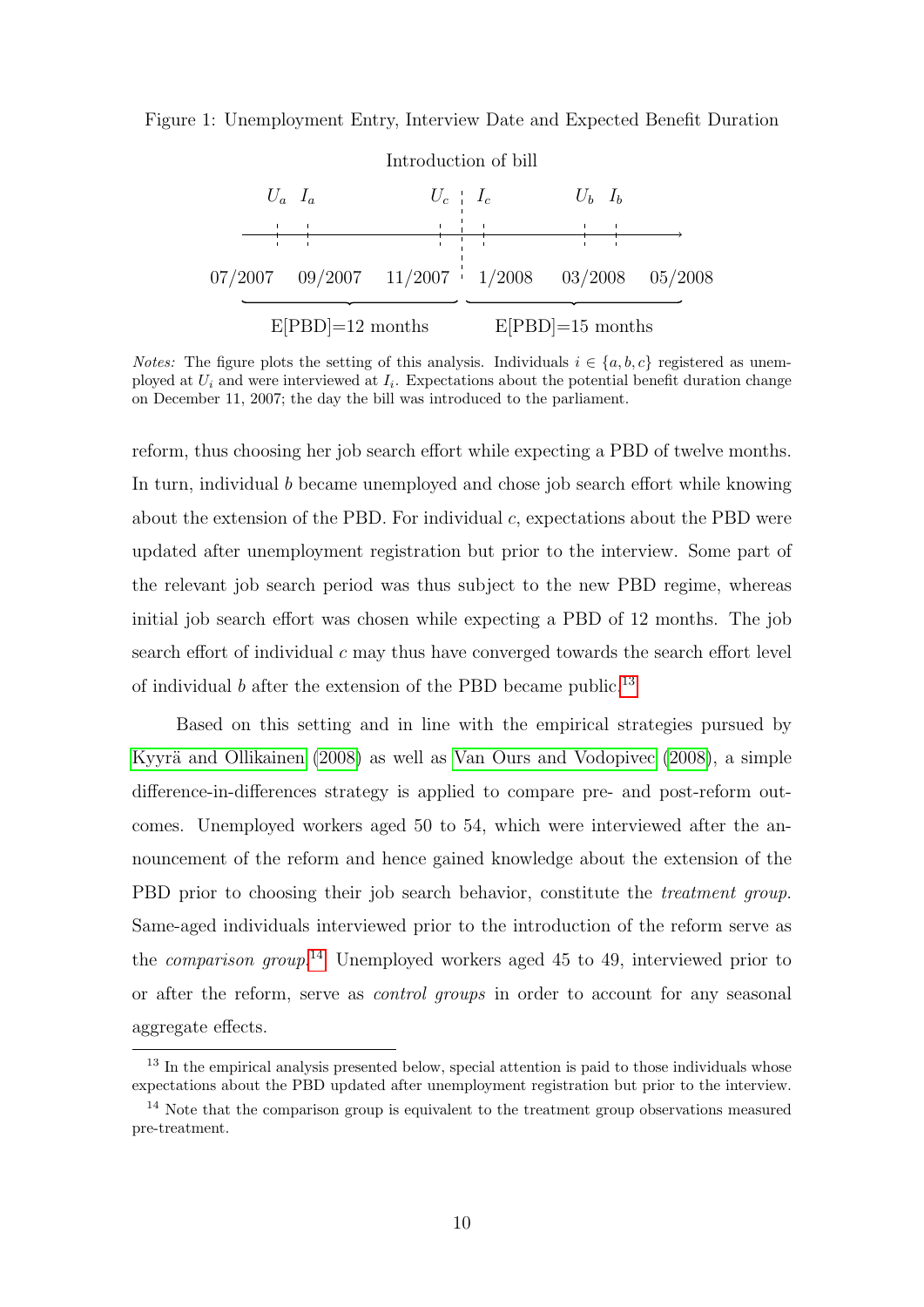Figure 1: Unemployment Entry, Interview Date and Expected Benefit Duration

Introduction of bill

$U_a$ $I_a$ $U_c$ $I_c$ $U_b$ $I_b$

07/2007 09/2007 11/2007 1/2008 03/2008 05/2008

E[PBD]=12 months E[PBD]=15 months

*Notes:* The figure plots the setting of this analysis. Individuals $i \in \{a, b, c\}$ registered as unemployed at $U_i$ and were interviewed at $I_i$. Expectations about the potential benefit duration change on December 11, 2007; the day the bill was introduced to the parliament.

reform, thus choosing her job search effort while expecting a PBD of twelve months. In turn, individual $b$ became unemployed and chose job search effort while knowing about the extension of the PBD. For individual $c$, expectations about the PBD were updated after unemployment registration but prior to the interview. Some part of the relevant job search period was thus subject to the new PBD regime, whereas initial job search effort was chosen while expecting a PBD of 12 months. The job search effort of individual $c$ may thus have converged towards the search effort level of individual $b$ after the extension of the PBD became public.[13]

Based on this setting and in line with the empirical strategies pursued by Kyyrä and Ollikainen (2008) as well as Van Ours and Vodopivec (2008), a simple difference-in-differences strategy is applied to compare pre- and post-reform outcomes. Unemployed workers aged 50 to 54, which were interviewed after the announcement of the reform and hence gained knowledge about the extension of the PBD prior to choosing their job search behavior, constitute the *treatment group*. Same-aged individuals interviewed prior to the introduction of the reform serve as the *comparison group*.[14] Unemployed workers aged 45 to 49, interviewed prior to or after the reform, serve as *control groups* in order to account for any seasonal aggregate effects.

[13] In the empirical analysis presented below, special attention is paid to those individuals whose expectations about the PBD updated after unemployment registration but prior to the interview.

[14] Note that the comparison group is equivalent to the treatment group observations measured pre-treatment.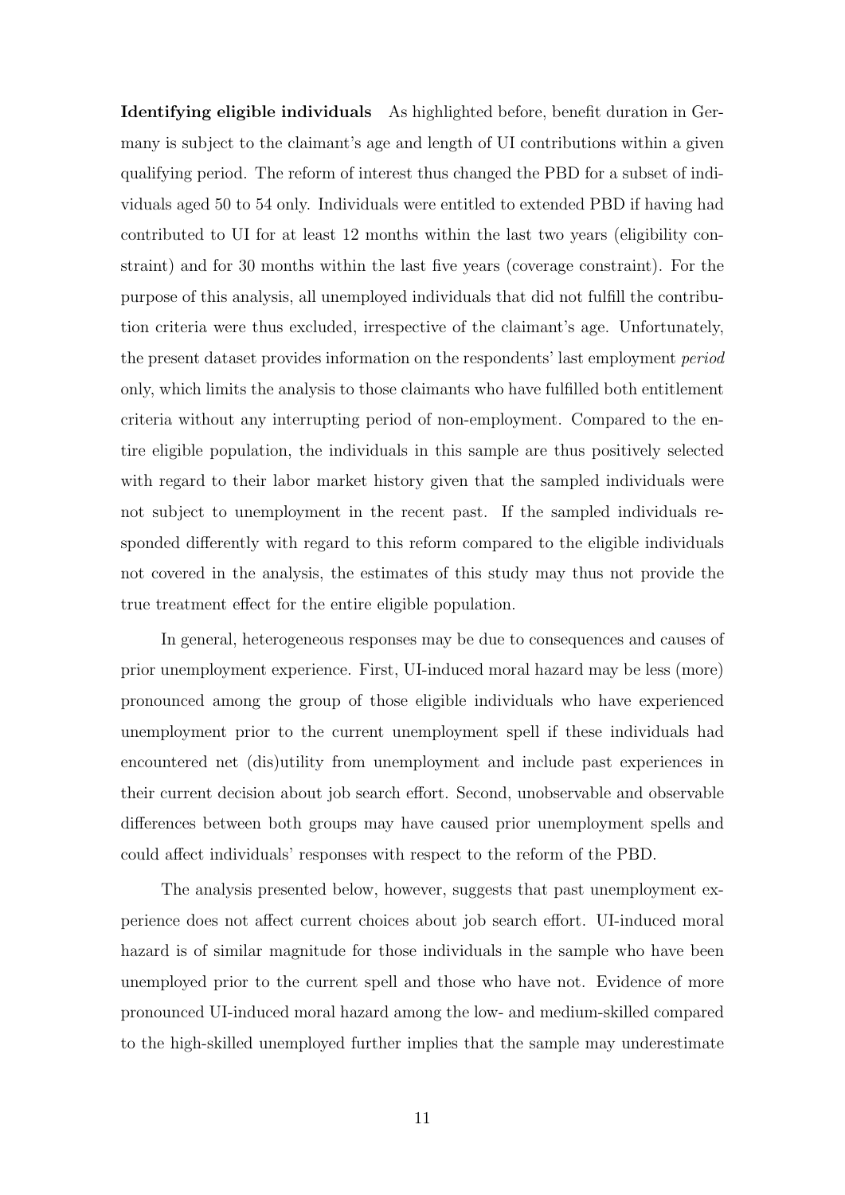**Identifying eligible individuals** As highlighted before, benefit duration in Germany is subject to the claimant's age and length of UI contributions within a given qualifying period. The reform of interest thus changed the PBD for a subset of individuals aged 50 to 54 only. Individuals were entitled to extended PBD if having had contributed to UI for at least 12 months within the last two years (eligibility constraint) and for 30 months within the last five years (coverage constraint). For the purpose of this analysis, all unemployed individuals that did not fulfill the contribution criteria were thus excluded, irrespective of the claimant's age. Unfortunately, the present dataset provides information on the respondents' last employment *period* only, which limits the analysis to those claimants who have fulfilled both entitlement criteria without any interrupting period of non-employment. Compared to the entire eligible population, the individuals in this sample are thus positively selected with regard to their labor market history given that the sampled individuals were not subject to unemployment in the recent past. If the sampled individuals responded differently with regard to this reform compared to the eligible individuals not covered in the analysis, the estimates of this study may thus not provide the true treatment effect for the entire eligible population.

In general, heterogeneous responses may be due to consequences and causes of prior unemployment experience. First, UI-induced moral hazard may be less (more) pronounced among the group of those eligible individuals who have experienced unemployment prior to the current unemployment spell if these individuals had encountered net (dis)utility from unemployment and include past experiences in their current decision about job search effort. Second, unobservable and observable differences between both groups may have caused prior unemployment spells and could affect individuals' responses with respect to the reform of the PBD.

The analysis presented below, however, suggests that past unemployment experience does not affect current choices about job search effort. UI-induced moral hazard is of similar magnitude for those individuals in the sample who have been unemployed prior to the current spell and those who have not. Evidence of more pronounced UI-induced moral hazard among the low- and medium-skilled compared to the high-skilled unemployed further implies that the sample may underestimate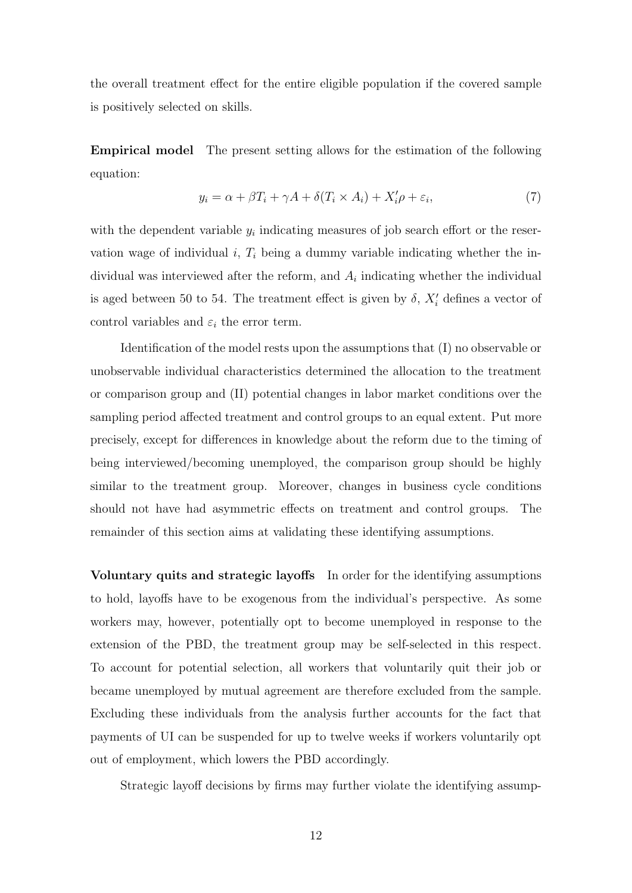the overall treatment effect for the entire eligible population if the covered sample is positively selected on skills.

**Empirical model** The present setting allows for the estimation of the following equation:

$$y_i = \alpha + \beta T_i + \gamma A + \delta(T_i \times A_i) + X_i'\rho + \varepsilon_i, \tag{7}$$

with the dependent variable $y_i$ indicating measures of job search effort or the reservation wage of individual $i$, $T_i$ being a dummy variable indicating whether the individual was interviewed after the reform, and $A_i$ indicating whether the individual is aged between 50 to 54. The treatment effect is given by $\delta$, $X_i'$ defines a vector of control variables and $\varepsilon_i$ the error term.

Identification of the model rests upon the assumptions that (I) no observable or unobservable individual characteristics determined the allocation to the treatment or comparison group and (II) potential changes in labor market conditions over the sampling period affected treatment and control groups to an equal extent. Put more precisely, except for differences in knowledge about the reform due to the timing of being interviewed/becoming unemployed, the comparison group should be highly similar to the treatment group. Moreover, changes in business cycle conditions should not have had asymmetric effects on treatment and control groups. The remainder of this section aims at validating these identifying assumptions.

**Voluntary quits and strategic layoffs** In order for the identifying assumptions to hold, layoffs have to be exogenous from the individual's perspective. As some workers may, however, potentially opt to become unemployed in response to the extension of the PBD, the treatment group may be self-selected in this respect. To account for potential selection, all workers that voluntarily quit their job or became unemployed by mutual agreement are therefore excluded from the sample. Excluding these individuals from the analysis further accounts for the fact that payments of UI can be suspended for up to twelve weeks if workers voluntarily opt out of employment, which lowers the PBD accordingly.

Strategic layoff decisions by firms may further violate the identifying assump-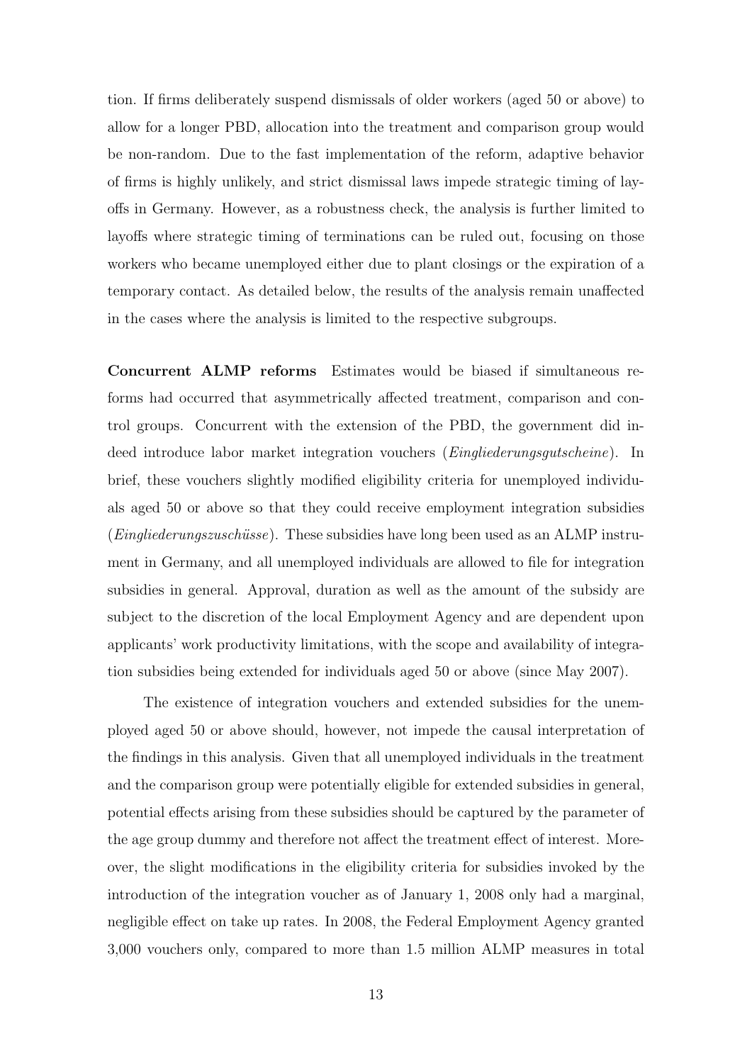tion. If firms deliberately suspend dismissals of older workers (aged 50 or above) to allow for a longer PBD, allocation into the treatment and comparison group would be non-random. Due to the fast implementation of the reform, adaptive behavior of firms is highly unlikely, and strict dismissal laws impede strategic timing of layoffs in Germany. However, as a robustness check, the analysis is further limited to layoffs where strategic timing of terminations can be ruled out, focusing on those workers who became unemployed either due to plant closings or the expiration of a temporary contact. As detailed below, the results of the analysis remain unaffected in the cases where the analysis is limited to the respective subgroups.

**Concurrent ALMP reforms** Estimates would be biased if simultaneous reforms had occurred that asymmetrically affected treatment, comparison and control groups. Concurrent with the extension of the PBD, the government did indeed introduce labor market integration vouchers (*Eingliederungsgutscheine*). In brief, these vouchers slightly modified eligibility criteria for unemployed individuals aged 50 or above so that they could receive employment integration subsidies (*Eingliederungszuschüsse*). These subsidies have long been used as an ALMP instrument in Germany, and all unemployed individuals are allowed to file for integration subsidies in general. Approval, duration as well as the amount of the subsidy are subject to the discretion of the local Employment Agency and are dependent upon applicants' work productivity limitations, with the scope and availability of integration subsidies being extended for individuals aged 50 or above (since May 2007).

The existence of integration vouchers and extended subsidies for the unemployed aged 50 or above should, however, not impede the causal interpretation of the findings in this analysis. Given that all unemployed individuals in the treatment and the comparison group were potentially eligible for extended subsidies in general, potential effects arising from these subsidies should be captured by the parameter of the age group dummy and therefore not affect the treatment effect of interest. Moreover, the slight modifications in the eligibility criteria for subsidies invoked by the introduction of the integration voucher as of January 1, 2008 only had a marginal, negligible effect on take up rates. In 2008, the Federal Employment Agency granted 3,000 vouchers only, compared to more than 1.5 million ALMP measures in total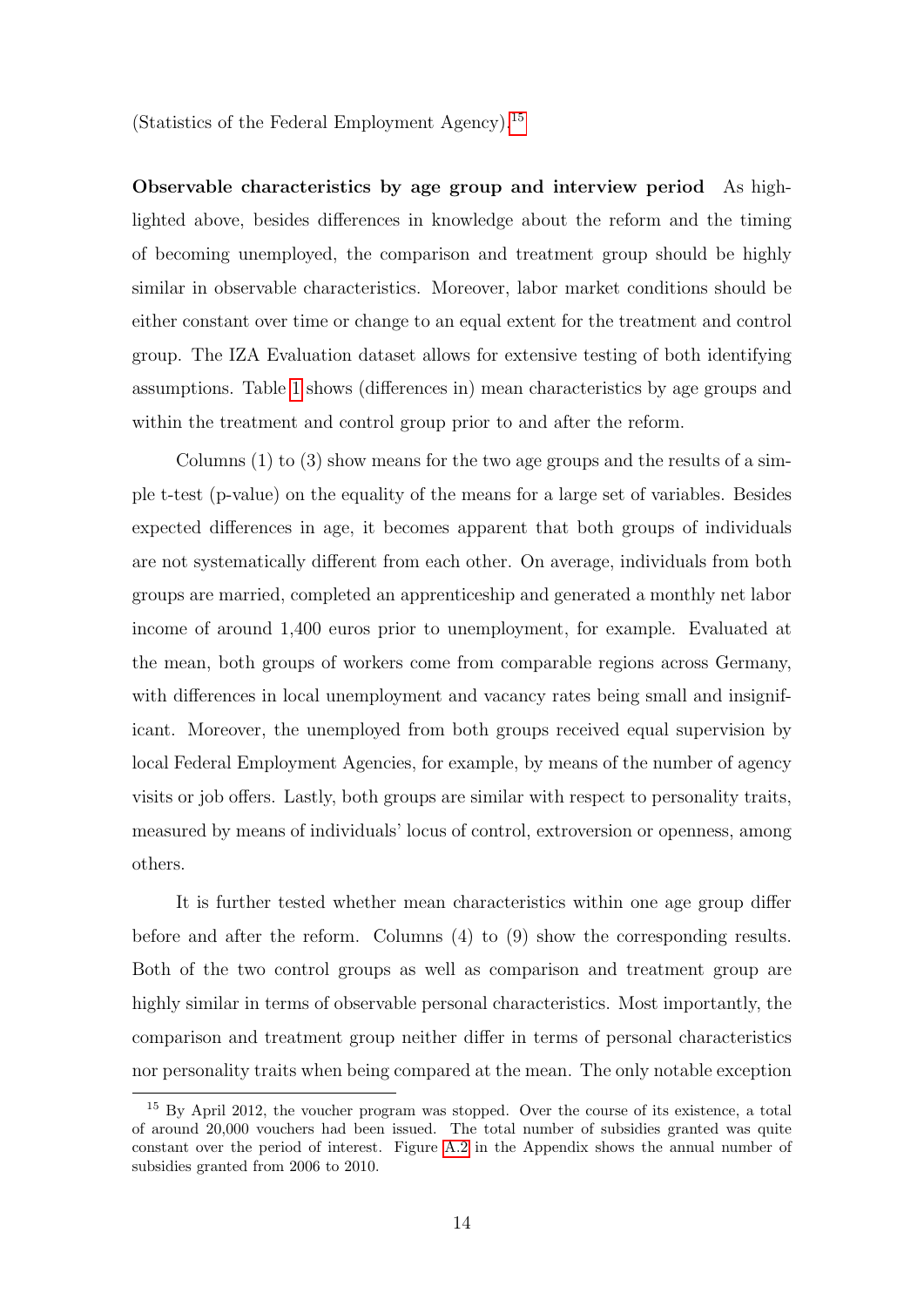(Statistics of the Federal Employment Agency).[15]

**Observable characteristics by age group and interview period** As highlighted above, besides differences in knowledge about the reform and the timing of becoming unemployed, the comparison and treatment group should be highly similar in observable characteristics. Moreover, labor market conditions should be either constant over time or change to an equal extent for the treatment and control group. The IZA Evaluation dataset allows for extensive testing of both identifying assumptions. Table 1 shows (differences in) mean characteristics by age groups and within the treatment and control group prior to and after the reform.

Columns (1) to (3) show means for the two age groups and the results of a simple t-test (p-value) on the equality of the means for a large set of variables. Besides expected differences in age, it becomes apparent that both groups of individuals are not systematically different from each other. On average, individuals from both groups are married, completed an apprenticeship and generated a monthly net labor income of around 1,400 euros prior to unemployment, for example. Evaluated at the mean, both groups of workers come from comparable regions across Germany, with differences in local unemployment and vacancy rates being small and insignificant. Moreover, the unemployed from both groups received equal supervision by local Federal Employment Agencies, for example, by means of the number of agency visits or job offers. Lastly, both groups are similar with respect to personality traits, measured by means of individuals' locus of control, extroversion or openness, among others.

It is further tested whether mean characteristics within one age group differ before and after the reform. Columns (4) to (9) show the corresponding results. Both of the two control groups as well as comparison and treatment group are highly similar in terms of observable personal characteristics. Most importantly, the comparison and treatment group neither differ in terms of personal characteristics nor personality traits when being compared at the mean. The only notable exception

[15] By April 2012, the voucher program was stopped. Over the course of its existence, a total of around 20,000 vouchers had been issued. The total number of subsidies granted was quite constant over the period of interest. Figure A.2 in the Appendix shows the annual number of subsidies granted from 2006 to 2010.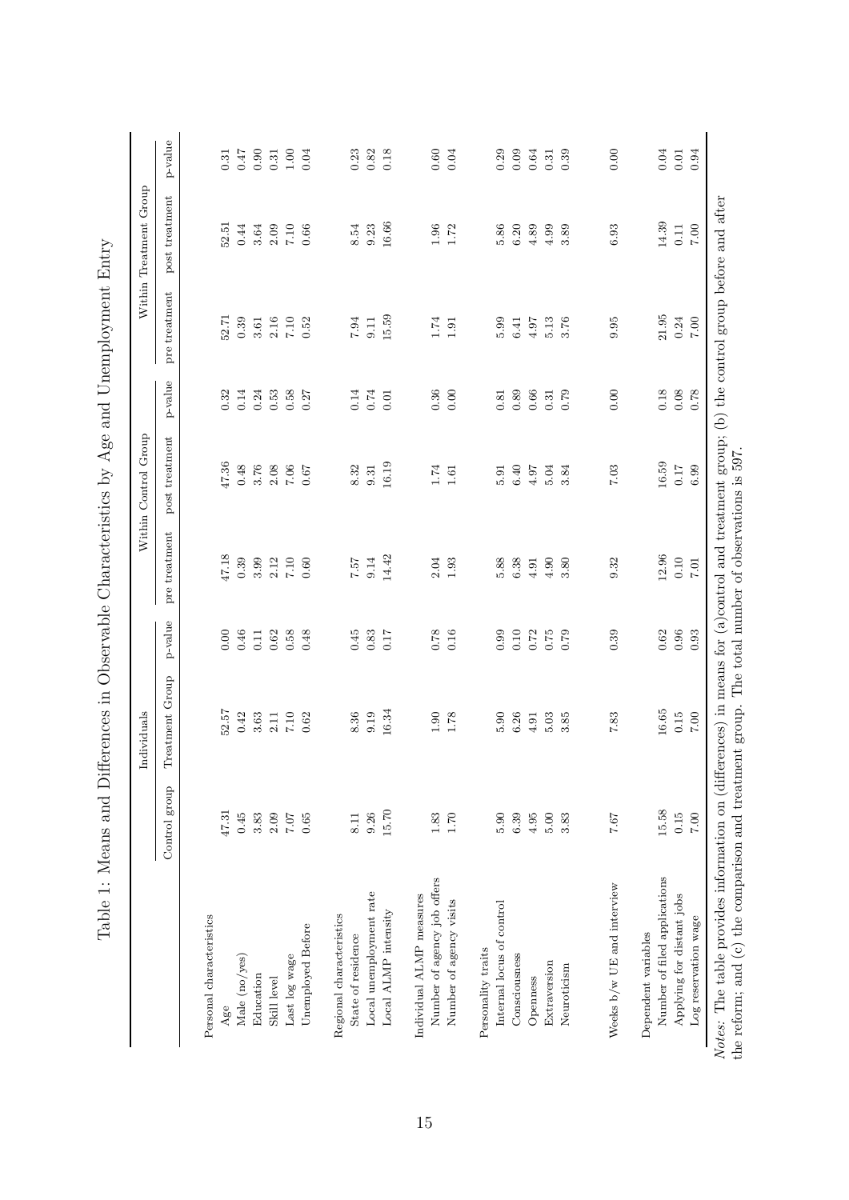# Table 1: Means and Differences in Observable Characteristics by Age and Unemployment Entry

| | Individuals | | | Within Control Group | | | Within Treatment Group | | |
|---|---|---|---|---|---|---|---|---|---|
| | Control group | Treatment Group | p-value | pre treatment | post treatment | p-value | pre treatment | post treatment | p-value |
| Personal characteristics | | | | | | | | | |
| Age | 47.31 | 52.57 | 0.00 | 47.18 | 47.36 | 0.32 | 52.71 | 52.51 | 0.31 |
| Male (no/yes) | 0.45 | 0.42 | 0.46 | 0.39 | 0.48 | 0.14 | 0.39 | 0.44 | 0.47 |
| Education | 3.83 | 3.63 | 0.11 | 3.99 | 3.76 | 0.24 | 3.61 | 3.64 | 0.90 |
| Skill level | 2.09 | 2.11 | 0.62 | 2.12 | 2.08 | 0.53 | 2.16 | 2.09 | 0.31 |
| Last log wage | 7.07 | 7.10 | 0.58 | 7.10 | 7.06 | 0.58 | 7.10 | 7.10 | 1.00 |
| Unemployed Before | 0.65 | 0.62 | 0.48 | 0.60 | 0.67 | 0.27 | 0.52 | 0.66 | 0.04 |
| Regional characteristics | | | | | | | | | |
| State of residence | 8.11 | 8.36 | 0.45 | 7.57 | 8.32 | 0.14 | 7.94 | 8.54 | 0.23 |
| Local unemployment rate | 9.26 | 9.19 | 0.83 | 9.14 | 9.31 | 0.74 | 9.11 | 9.23 | 0.82 |
| Local ALMP intensity | 15.70 | 16.34 | 0.17 | 14.42 | 16.19 | 0.01 | 15.59 | 16.66 | 0.18 |
| Individual ALMP measures | | | | | | | | | |
| Number of agency job offers | 1.83 | 1.90 | 0.78 | 2.04 | 1.74 | 0.36 | 1.74 | 1.96 | 0.60 |
| Number of agency visits | 1.70 | 1.78 | 0.16 | 1.93 | 1.61 | 0.00 | 1.91 | 1.72 | 0.04 |
| Personality traits | | | | | | | | | |
| Internal locus of control | 5.90 | 5.90 | 0.99 | 5.88 | 5.91 | 0.81 | 5.99 | 5.86 | 0.29 |
| Consciousness | 6.39 | 6.26 | 0.10 | 6.38 | 6.40 | 0.89 | 6.41 | 6.20 | 0.09 |
| Openness | 4.95 | 4.91 | 0.72 | 4.91 | 4.97 | 0.66 | 4.97 | 4.89 | 0.64 |
| Extraversion | 5.00 | 5.03 | 0.75 | 4.90 | 5.04 | 0.31 | 5.13 | 4.99 | 0.31 |
| Neuroticism | 3.83 | 3.85 | 0.79 | 3.80 | 3.84 | 0.79 | 3.76 | 3.89 | 0.39 |
| Weeks b/w UE and interview | 7.67 | 7.83 | 0.39 | 9.32 | 7.03 | 0.00 | 9.95 | 6.93 | 0.00 |
| Dependent variables | | | | | | | | | |
| Number of filed applications | 15.58 | 16.65 | 0.62 | 12.96 | 16.59 | 0.18 | 21.95 | 14.39 | 0.04 |
| Applying for distant jobs | 0.15 | 0.15 | 0.96 | 0.10 | 0.17 | 0.08 | 0.24 | 0.11 | 0.01 |
| Log reservation wage | 7.00 | 7.00 | 0.93 | 7.01 | 6.99 | 0.78 | 7.00 | 7.00 | 0.94 |

*Notes:* The table provides information on (differences) in means for (a)control and treatment group; (b) the control group before and after the reform; and (c) the comparison and treatment group. The total number of observations is 597.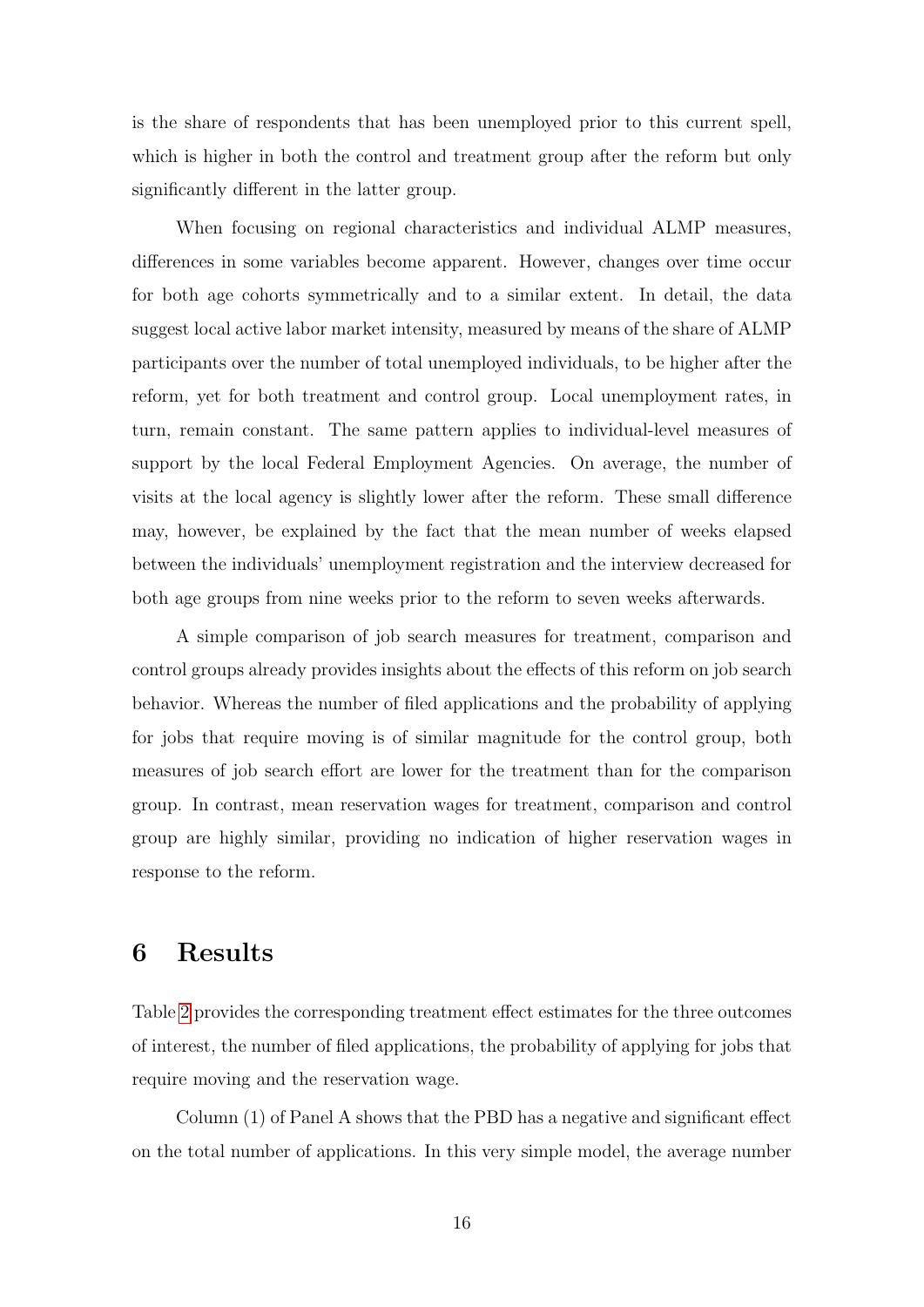is the share of respondents that has been unemployed prior to this current spell, which is higher in both the control and treatment group after the reform but only significantly different in the latter group.

When focusing on regional characteristics and individual ALMP measures, differences in some variables become apparent. However, changes over time occur for both age cohorts symmetrically and to a similar extent. In detail, the data suggest local active labor market intensity, measured by means of the share of ALMP participants over the number of total unemployed individuals, to be higher after the reform, yet for both treatment and control group. Local unemployment rates, in turn, remain constant. The same pattern applies to individual-level measures of support by the local Federal Employment Agencies. On average, the number of visits at the local agency is slightly lower after the reform. These small difference may, however, be explained by the fact that the mean number of weeks elapsed between the individuals' unemployment registration and the interview decreased for both age groups from nine weeks prior to the reform to seven weeks afterwards.

A simple comparison of job search measures for treatment, comparison and control groups already provides insights about the effects of this reform on job search behavior. Whereas the number of filed applications and the probability of applying for jobs that require moving is of similar magnitude for the control group, both measures of job search effort are lower for the treatment than for the comparison group. In contrast, mean reservation wages for treatment, comparison and control group are highly similar, providing no indication of higher reservation wages in response to the reform.

# 6 Results

Table 2 provides the corresponding treatment effect estimates for the three outcomes of interest, the number of filed applications, the probability of applying for jobs that require moving and the reservation wage.

Column (1) of Panel A shows that the PBD has a negative and significant effect on the total number of applications. In this very simple model, the average number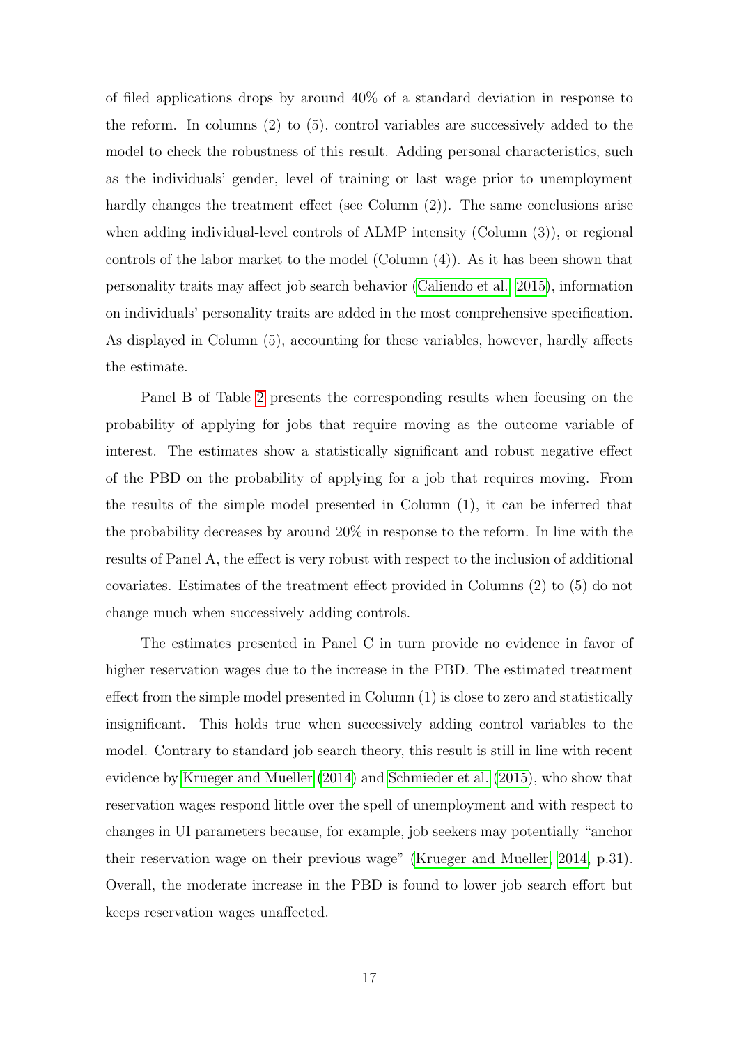of filed applications drops by around 40% of a standard deviation in response to the reform. In columns (2) to (5), control variables are successively added to the model to check the robustness of this result. Adding personal characteristics, such as the individuals' gender, level of training or last wage prior to unemployment hardly changes the treatment effect (see Column (2)). The same conclusions arise when adding individual-level controls of ALMP intensity (Column (3)), or regional controls of the labor market to the model (Column (4)). As it has been shown that personality traits may affect job search behavior (Caliendo et al., 2015), information on individuals' personality traits are added in the most comprehensive specification. As displayed in Column (5), accounting for these variables, however, hardly affects the estimate.

Panel B of Table 2 presents the corresponding results when focusing on the probability of applying for jobs that require moving as the outcome variable of interest. The estimates show a statistically significant and robust negative effect of the PBD on the probability of applying for a job that requires moving. From the results of the simple model presented in Column (1), it can be inferred that the probability decreases by around 20% in response to the reform. In line with the results of Panel A, the effect is very robust with respect to the inclusion of additional covariates. Estimates of the treatment effect provided in Columns (2) to (5) do not change much when successively adding controls.

The estimates presented in Panel C in turn provide no evidence in favor of higher reservation wages due to the increase in the PBD. The estimated treatment effect from the simple model presented in Column (1) is close to zero and statistically insignificant. This holds true when successively adding control variables to the model. Contrary to standard job search theory, this result is still in line with recent evidence by Krueger and Mueller (2014) and Schmieder et al. (2015), who show that reservation wages respond little over the spell of unemployment and with respect to changes in UI parameters because, for example, job seekers may potentially "anchor their reservation wage on their previous wage" (Krueger and Mueller, 2014, p.31). Overall, the moderate increase in the PBD is found to lower job search effort but keeps reservation wages unaffected.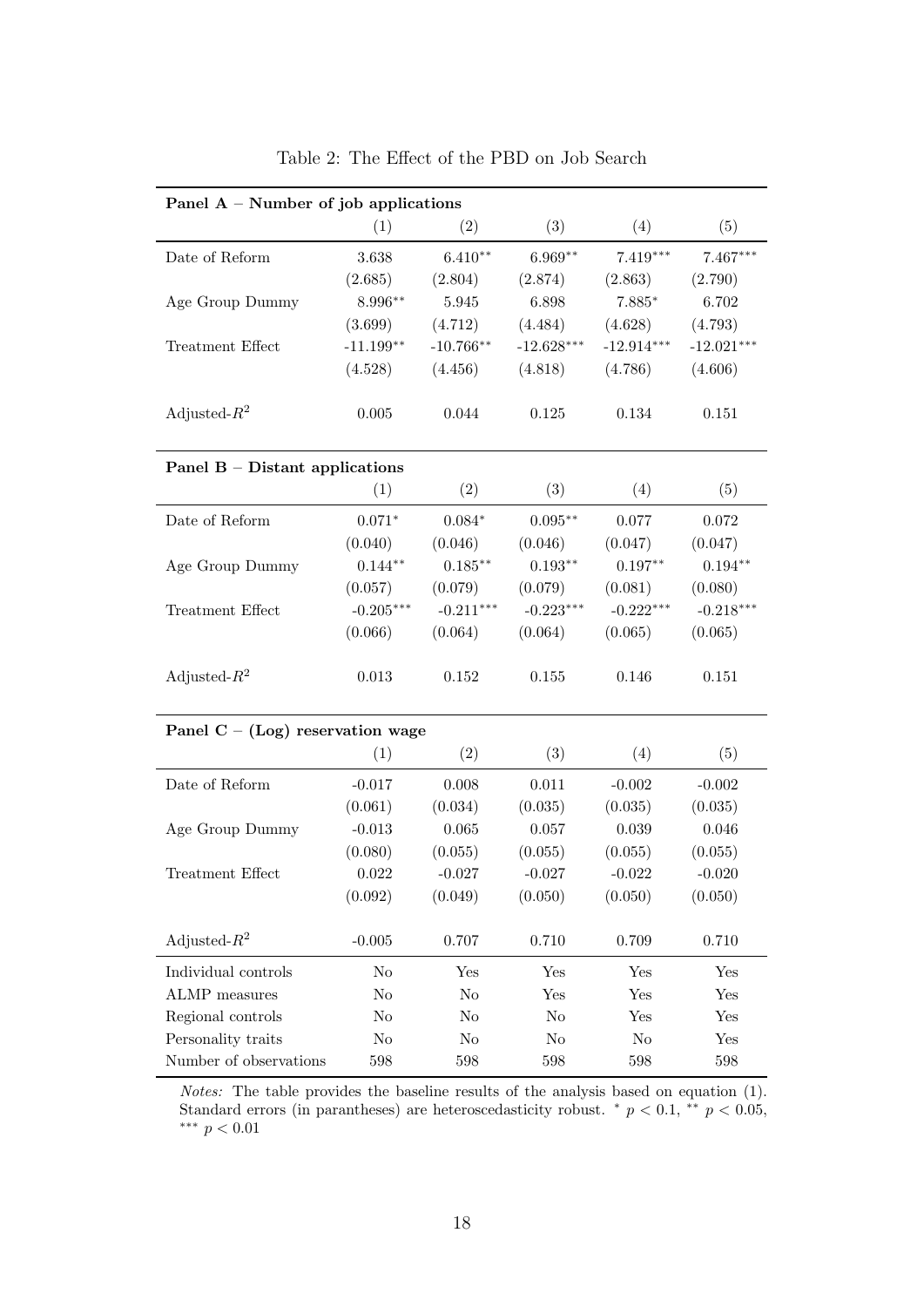Table 2: The Effect of the PBD on Job Search

| **Panel A – Number of job applications** | | | | | |
|---|---|---|---|---|---|
| | (1) | (2) | (3) | (4) | (5) |
| Date of Reform | 3.638 | 6.410** | 6.969** | 7.419*** | 7.467*** |
| | (2.685) | (2.804) | (2.874) | (2.863) | (2.790) |
| Age Group Dummy | 8.996** | 5.945 | 6.898 | 7.885* | 6.702 |
| | (3.699) | (4.712) | (4.484) | (4.628) | (4.793) |
| Treatment Effect | -11.199** | -10.766** | -12.628*** | -12.914*** | -12.021*** |
| | (4.528) | (4.456) | (4.818) | (4.786) | (4.606) |
| Adjusted-$R^2$ | 0.005 | 0.044 | 0.125 | 0.134 | 0.151 |
| **Panel B – Distant applications** | | | | | |
| | (1) | (2) | (3) | (4) | (5) |
| Date of Reform | 0.071* | 0.084* | 0.095** | 0.077 | 0.072 |
| | (0.040) | (0.046) | (0.046) | (0.047) | (0.047) |
| Age Group Dummy | 0.144** | 0.185** | 0.193** | 0.197** | 0.194** |
| | (0.057) | (0.079) | (0.079) | (0.081) | (0.080) |
| Treatment Effect | -0.205*** | -0.211*** | -0.223*** | -0.222*** | -0.218*** |
| | (0.066) | (0.064) | (0.064) | (0.065) | (0.065) |
| Adjusted-$R^2$ | 0.013 | 0.152 | 0.155 | 0.146 | 0.151 |
| **Panel C – (Log) reservation wage** | | | | | |
| | (1) | (2) | (3) | (4) | (5) |
| Date of Reform | -0.017 | 0.008 | 0.011 | -0.002 | -0.002 |
| | (0.061) | (0.034) | (0.035) | (0.035) | (0.035) |
| Age Group Dummy | -0.013 | 0.065 | 0.057 | 0.039 | 0.046 |
| | (0.080) | (0.055) | (0.055) | (0.055) | (0.055) |
| Treatment Effect | 0.022 | -0.027 | -0.027 | -0.022 | -0.020 |
| | (0.092) | (0.049) | (0.050) | (0.050) | (0.050) |
| Adjusted-$R^2$ | -0.005 | 0.707 | 0.710 | 0.709 | 0.710 |
| Individual controls | No | Yes | Yes | Yes | Yes |
| ALMP measures | No | No | Yes | Yes | Yes |
| Regional controls | No | No | No | Yes | Yes |
| Personality traits | No | No | No | No | Yes |
| Number of observations | 598 | 598 | 598 | 598 | 598 |

*Notes:* The table provides the baseline results of the analysis based on equation (1). Standard errors (in parantheses) are heteroscedasticity robust. * $p < 0.1$, ** $p < 0.05$, *** $p < 0.01$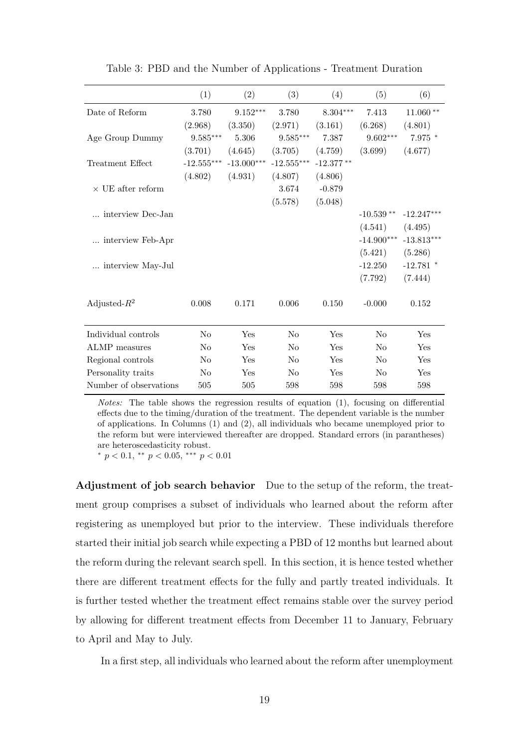Table 3: PBD and the Number of Applications - Treatment Duration

| | (1) | (2) | (3) | (4) | (5) | (6) |
|---|---|---|---|---|---|---|
| Date of Reform | 3.780 | 9.152*** | 3.780 | 8.304*** | 7.413 | 11.060** |
| | (2.968) | (3.350) | (2.971) | (3.161) | (6.268) | (4.801) |
| Age Group Dummy | 9.585*** | 5.306 | 9.585*** | 7.387 | 9.602*** | 7.975* |
| | (3.701) | (4.645) | (3.705) | (4.759) | (3.699) | (4.677) |
| Treatment Effect | -12.555*** | -13.000*** | -12.555*** | -12.377** | | |
| | (4.802) | (4.931) | (4.807) | (4.806) | | |
| $\times$ UE after reform | | | 3.674 | -0.879 | | |
| | | | (5.578) | (5.048) | | |
| ... interview Dec-Jan | | | | | -10.539** | -12.247*** |
| | | | | | (4.541) | (4.495) |
| ... interview Feb-Apr | | | | | -14.900*** | -13.813*** |
| | | | | | (5.421) | (5.286) |
| ... interview May-Jul | | | | | -12.250 | -12.781* |
| | | | | | (7.792) | (7.444) |
| Adjusted-$R^2$ | 0.008 | 0.171 | 0.006 | 0.150 | -0.000 | 0.152 |
| Individual controls | No | Yes | No | Yes | No | Yes |
| ALMP measures | No | Yes | No | Yes | No | Yes |
| Regional controls | No | Yes | No | Yes | No | Yes |
| Personality traits | No | Yes | No | Yes | No | Yes |
| Number of observations | 505 | 505 | 598 | 598 | 598 | 598 |

*Notes:* The table shows the regression results of equation (1), focusing on differential effects due to the timing/duration of the treatment. The dependent variable is the number of applications. In Columns (1) and (2), all individuals who became unemployed prior to the reform but were interviewed thereafter are dropped. Standard errors (in parantheses) are heteroscedasticity robust.

* $p < 0.1$, ** $p < 0.05$, *** $p < 0.01$

**Adjustment of job search behavior** Due to the setup of the reform, the treatment group comprises a subset of individuals who learned about the reform after registering as unemployed but prior to the interview. These individuals therefore started their initial job search while expecting a PBD of 12 months but learned about the reform during the relevant search spell. In this section, it is hence tested whether there are different treatment effects for the fully and partly treated individuals. It is further tested whether the treatment effect remains stable over the survey period by allowing for different treatment effects from December 11 to January, February to April and May to July.

In a first step, all individuals who learned about the reform after unemployment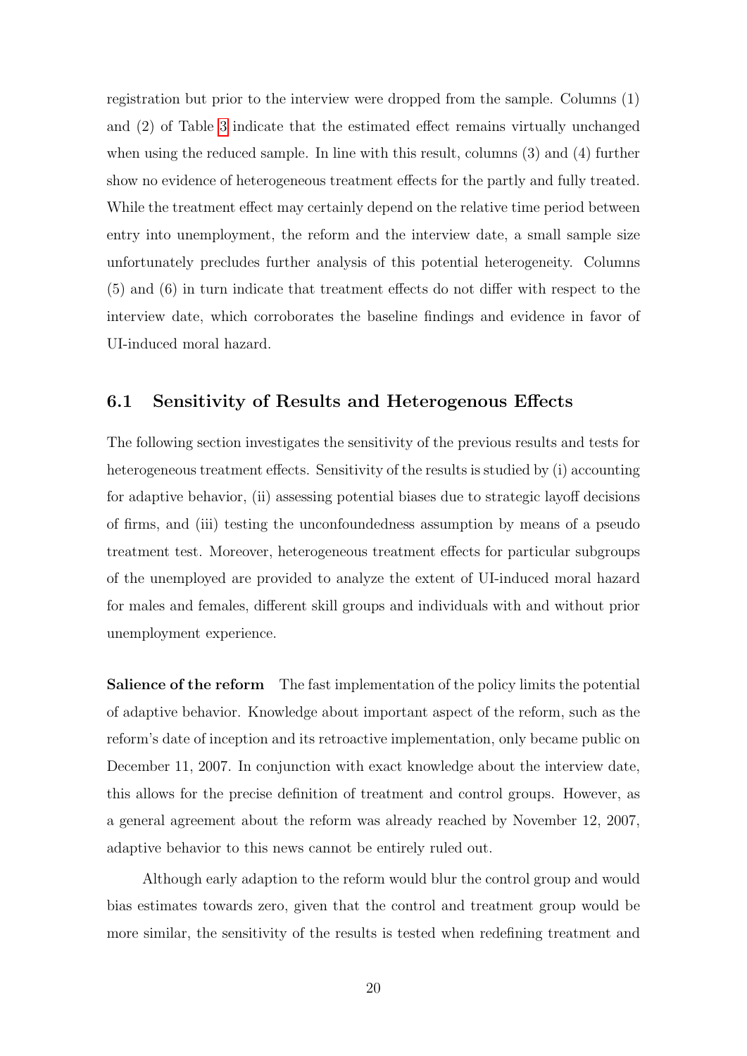registration but prior to the interview were dropped from the sample. Columns (1) and (2) of Table 3 indicate that the estimated effect remains virtually unchanged when using the reduced sample. In line with this result, columns (3) and (4) further show no evidence of heterogeneous treatment effects for the partly and fully treated. While the treatment effect may certainly depend on the relative time period between entry into unemployment, the reform and the interview date, a small sample size unfortunately precludes further analysis of this potential heterogeneity. Columns (5) and (6) in turn indicate that treatment effects do not differ with respect to the interview date, which corroborates the baseline findings and evidence in favor of UI-induced moral hazard.

## 6.1 Sensitivity of Results and Heterogenous Effects

The following section investigates the sensitivity of the previous results and tests for heterogeneous treatment effects. Sensitivity of the results is studied by (i) accounting for adaptive behavior, (ii) assessing potential biases due to strategic layoff decisions of firms, and (iii) testing the unconfoundedness assumption by means of a pseudo treatment test. Moreover, heterogeneous treatment effects for particular subgroups of the unemployed are provided to analyze the extent of UI-induced moral hazard for males and females, different skill groups and individuals with and without prior unemployment experience.

**Salience of the reform** The fast implementation of the policy limits the potential of adaptive behavior. Knowledge about important aspect of the reform, such as the reform's date of inception and its retroactive implementation, only became public on December 11, 2007. In conjunction with exact knowledge about the interview date, this allows for the precise definition of treatment and control groups. However, as a general agreement about the reform was already reached by November 12, 2007, adaptive behavior to this news cannot be entirely ruled out.

Although early adaption to the reform would blur the control group and would bias estimates towards zero, given that the control and treatment group would be more similar, the sensitivity of the results is tested when redefining treatment and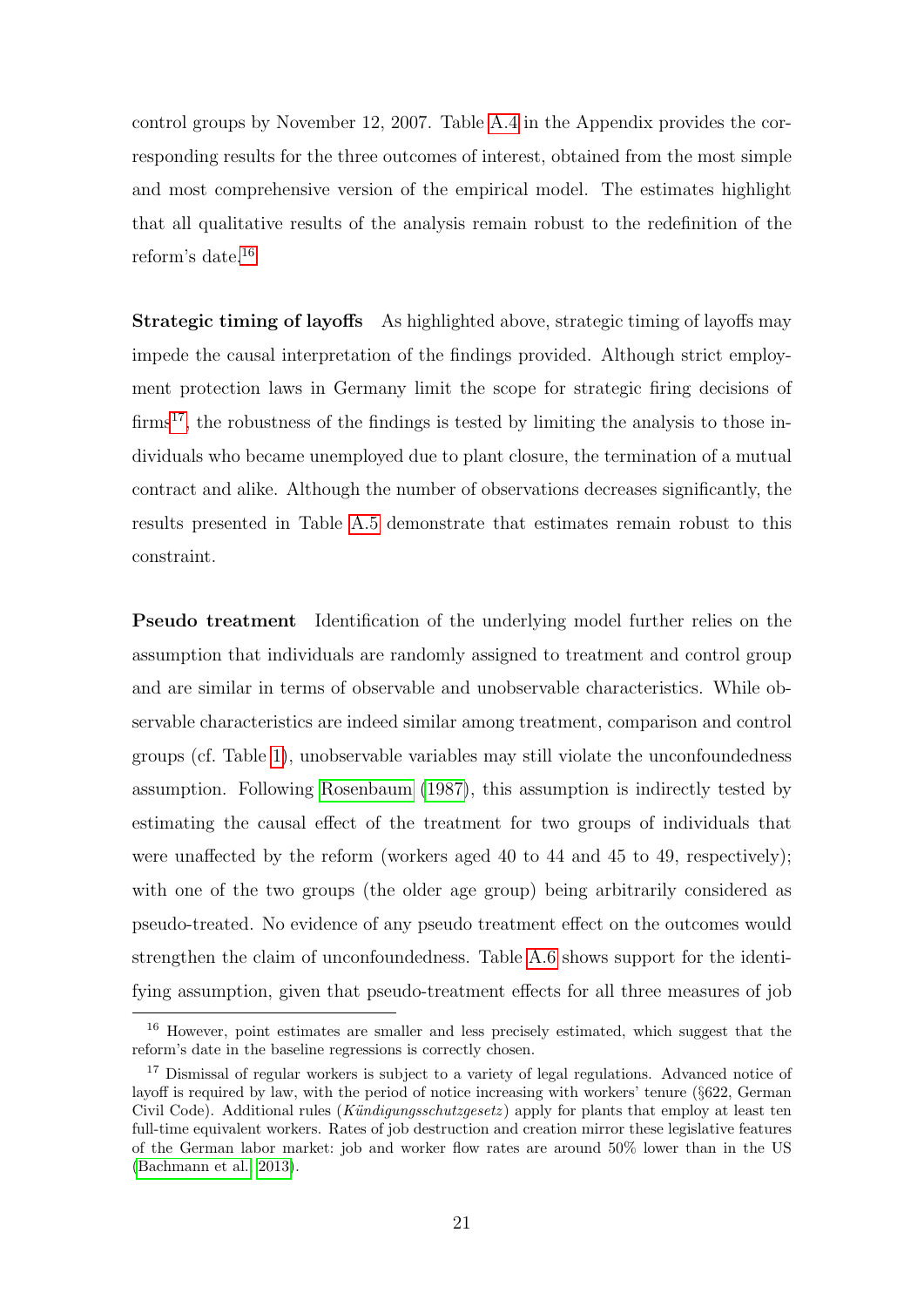control groups by November 12, 2007. Table A.4 in the Appendix provides the corresponding results for the three outcomes of interest, obtained from the most simple and most comprehensive version of the empirical model. The estimates highlight that all qualitative results of the analysis remain robust to the redefinition of the reform's date.[16]

**Strategic timing of layoffs** As highlighted above, strategic timing of layoffs may impede the causal interpretation of the findings provided. Although strict employment protection laws in Germany limit the scope for strategic firing decisions of firms[17], the robustness of the findings is tested by limiting the analysis to those individuals who became unemployed due to plant closure, the termination of a mutual contract and alike. Although the number of observations decreases significantly, the results presented in Table A.5 demonstrate that estimates remain robust to this constraint.

**Pseudo treatment** Identification of the underlying model further relies on the assumption that individuals are randomly assigned to treatment and control group and are similar in terms of observable and unobservable characteristics. While observable characteristics are indeed similar among treatment, comparison and control groups (cf. Table 1), unobservable variables may still violate the unconfoundedness assumption. Following Rosenbaum (1987), this assumption is indirectly tested by estimating the causal effect of the treatment for two groups of individuals that were unaffected by the reform (workers aged 40 to 44 and 45 to 49, respectively); with one of the two groups (the older age group) being arbitrarily considered as pseudo-treated. No evidence of any pseudo treatment effect on the outcomes would strengthen the claim of unconfoundedness. Table A.6 shows support for the identifying assumption, given that pseudo-treatment effects for all three measures of job

---

[16] However, point estimates are smaller and less precisely estimated, which suggest that the reform's date in the baseline regressions is correctly chosen.

[17] Dismissal of regular workers is subject to a variety of legal regulations. Advanced notice of layoff is required by law, with the period of notice increasing with workers' tenure (§622, German Civil Code). Additional rules (*Kündigungsschutzgesetz*) apply for plants that employ at least ten full-time equivalent workers. Rates of job destruction and creation mirror these legislative features of the German labor market: job and worker flow rates are around 50% lower than in the US (Bachmann et al. 2013).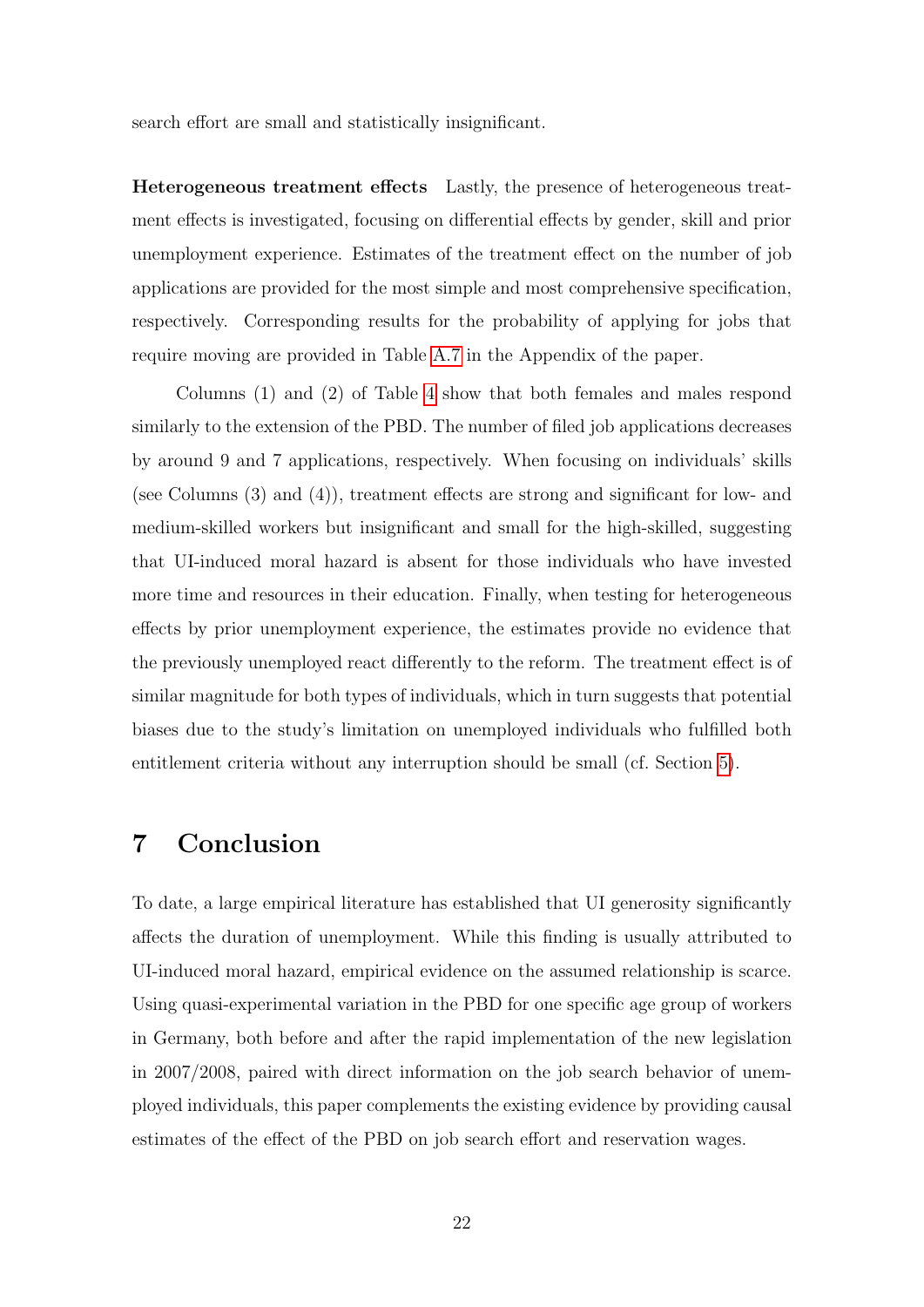search effort are small and statistically insignificant.

**Heterogeneous treatment effects** Lastly, the presence of heterogeneous treatment effects is investigated, focusing on differential effects by gender, skill and prior unemployment experience. Estimates of the treatment effect on the number of job applications are provided for the most simple and most comprehensive specification, respectively. Corresponding results for the probability of applying for jobs that require moving are provided in Table A.7 in the Appendix of the paper.

Columns (1) and (2) of Table 4 show that both females and males respond similarly to the extension of the PBD. The number of filed job applications decreases by around 9 and 7 applications, respectively. When focusing on individuals' skills (see Columns (3) and (4)), treatment effects are strong and significant for low- and medium-skilled workers but insignificant and small for the high-skilled, suggesting that UI-induced moral hazard is absent for those individuals who have invested more time and resources in their education. Finally, when testing for heterogeneous effects by prior unemployment experience, the estimates provide no evidence that the previously unemployed react differently to the reform. The treatment effect is of similar magnitude for both types of individuals, which in turn suggests that potential biases due to the study's limitation on unemployed individuals who fulfilled both entitlement criteria without any interruption should be small (cf. Section 5).

# 7 Conclusion

To date, a large empirical literature has established that UI generosity significantly affects the duration of unemployment. While this finding is usually attributed to UI-induced moral hazard, empirical evidence on the assumed relationship is scarce. Using quasi-experimental variation in the PBD for one specific age group of workers in Germany, both before and after the rapid implementation of the new legislation in 2007/2008, paired with direct information on the job search behavior of unemployed individuals, this paper complements the existing evidence by providing causal estimates of the effect of the PBD on job search effort and reservation wages.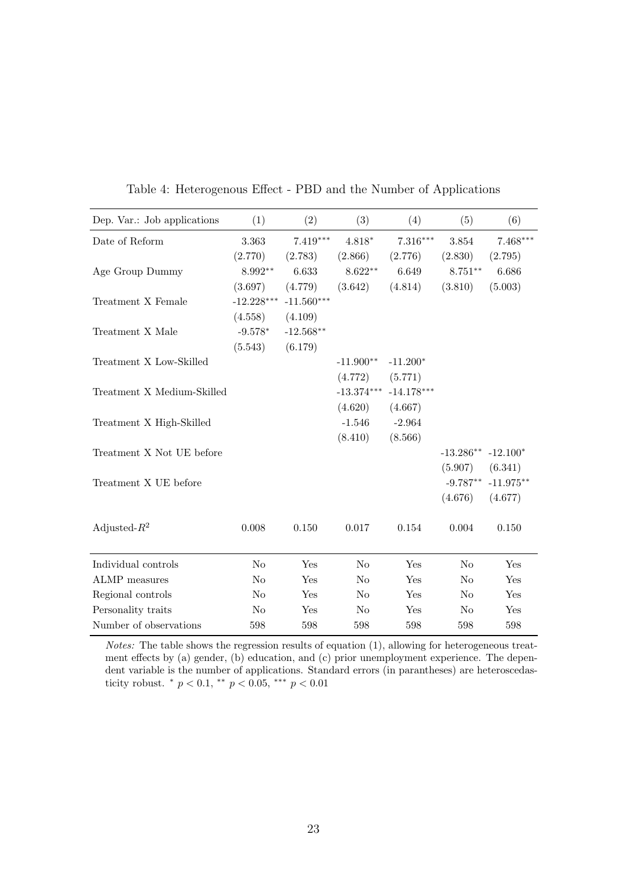Table 4: Heterogenous Effect - PBD and the Number of Applications

| Dep. Var.: Job applications | (1) | (2) | (3) | (4) | (5) | (6) |
|---|---|---|---|---|---|---|
| Date of Reform | 3.363 | 7.419*** | 4.818* | 7.316*** | 3.854 | 7.468*** |
| | (2.770) | (2.783) | (2.866) | (2.776) | (2.830) | (2.795) |
| Age Group Dummy | 8.992** | 6.633 | 8.622** | 6.649 | 8.751** | 6.686 |
| | (3.697) | (4.779) | (3.642) | (4.814) | (3.810) | (5.003) |
| Treatment X Female | -12.228*** | -11.560*** | | | | |
| | (4.558) | (4.109) | | | | |
| Treatment X Male | -9.578* | -12.568** | | | | |
| | (5.543) | (6.179) | | | | |
| Treatment X Low-Skilled | | | -11.900** | -11.200* | | |
| | | | (4.772) | (5.771) | | |
| Treatment X Medium-Skilled | | | -13.374*** | -14.178*** | | |
| | | | (4.620) | (4.667) | | |
| Treatment X High-Skilled | | | -1.546 | -2.964 | | |
| | | | (8.410) | (8.566) | | |
| Treatment X Not UE before | | | | | -13.286** | -12.100* |
| | | | | | (5.907) | (6.341) |
| Treatment X UE before | | | | | -9.787** | -11.975** |
| | | | | | (4.676) | (4.677) |
| Adjusted-$R^2$ | 0.008 | 0.150 | 0.017 | 0.154 | 0.004 | 0.150 |
| Individual controls | No | Yes | No | Yes | No | Yes |
| ALMP measures | No | Yes | No | Yes | No | Yes |
| Regional controls | No | Yes | No | Yes | No | Yes |
| Personality traits | No | Yes | No | Yes | No | Yes |
| Number of observations | 598 | 598 | 598 | 598 | 598 | 598 |

*Notes:* The table shows the regression results of equation (1), allowing for heterogeneous treatment effects by (a) gender, (b) education, and (c) prior unemployment experience. The dependent variable is the number of applications. Standard errors (in parantheses) are heteroscedasticity robust. * $p < 0.1$, ** $p < 0.05$, *** $p < 0.01$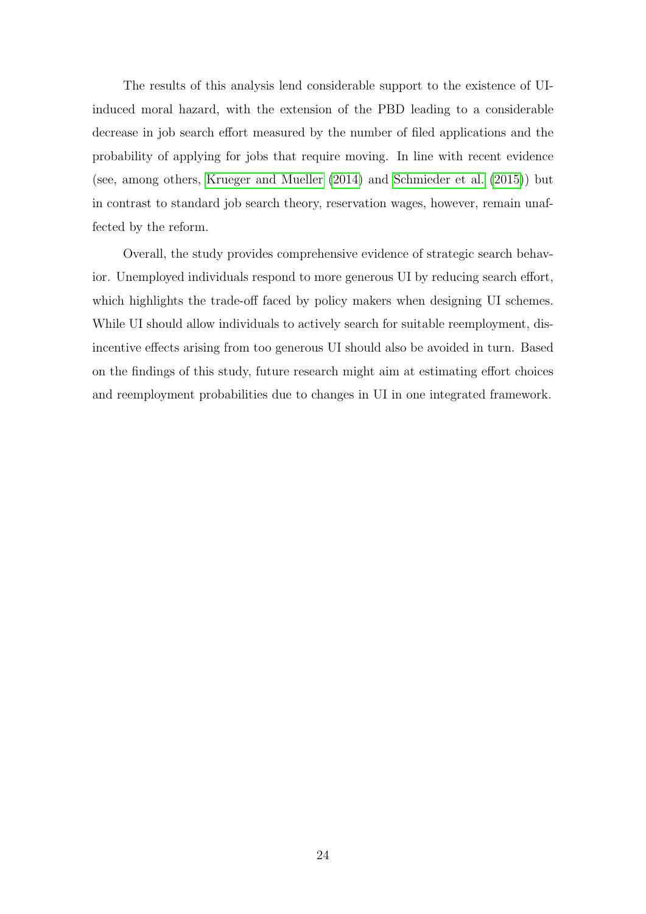The results of this analysis lend considerable support to the existence of UI-induced moral hazard, with the extension of the PBD leading to a considerable decrease in job search effort measured by the number of filed applications and the probability of applying for jobs that require moving. In line with recent evidence (see, among others, Krueger and Mueller (2014) and Schmieder et al. (2015)) but in contrast to standard job search theory, reservation wages, however, remain unaffected by the reform.

Overall, the study provides comprehensive evidence of strategic search behavior. Unemployed individuals respond to more generous UI by reducing search effort, which highlights the trade-off faced by policy makers when designing UI schemes. While UI should allow individuals to actively search for suitable reemployment, disincentive effects arising from too generous UI should also be avoided in turn. Based on the findings of this study, future research might aim at estimating effort choices and reemployment probabilities due to changes in UI in one integrated framework.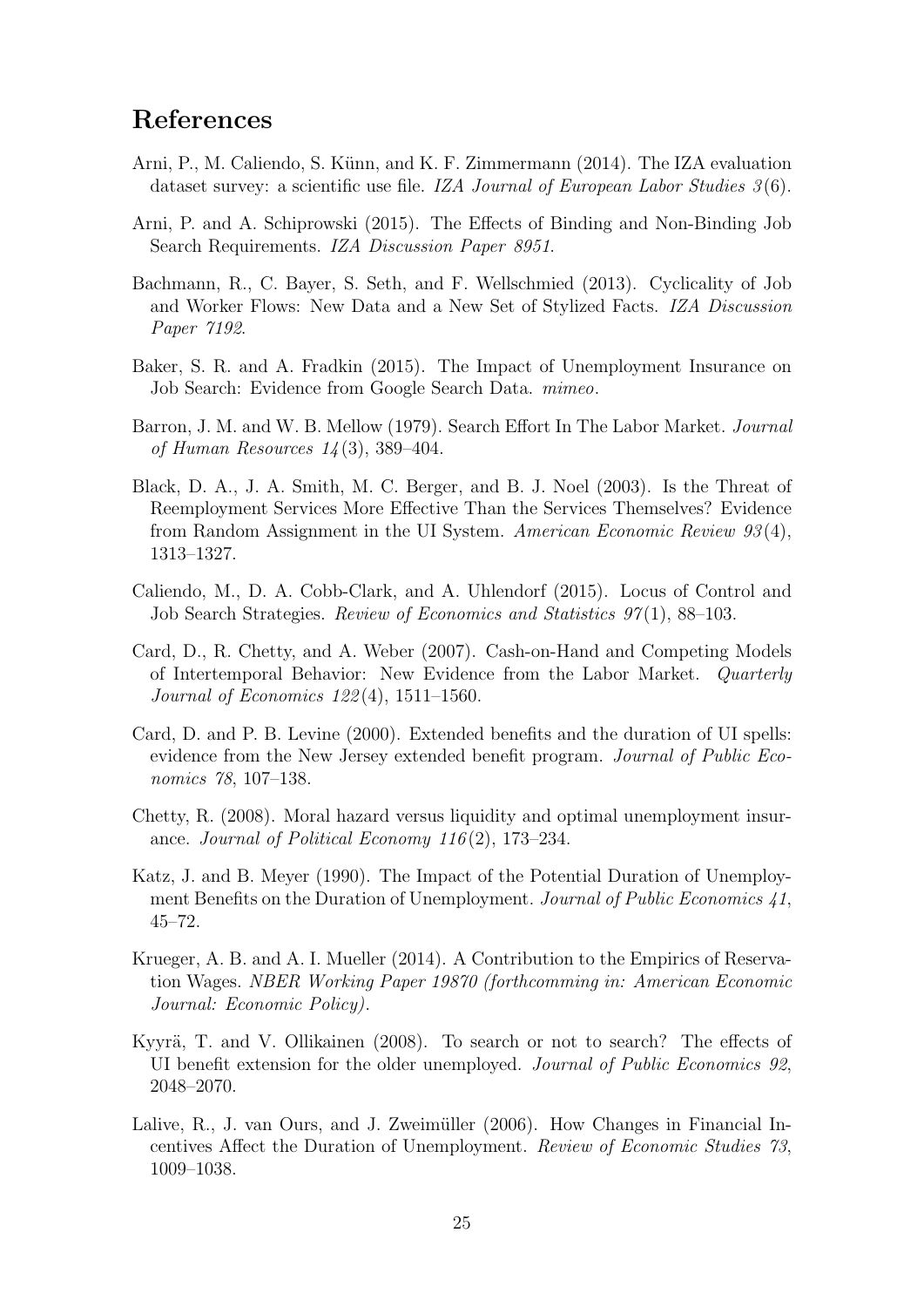# References

Arni, P., M. Caliendo, S. Künn, and K. F. Zimmermann (2014). The IZA evaluation dataset survey: a scientific use file. *IZA Journal of European Labor Studies 3*(6).

Arni, P. and A. Schiprowski (2015). The Effects of Binding and Non-Binding Job Search Requirements. *IZA Discussion Paper 8951*.

Bachmann, R., C. Bayer, S. Seth, and F. Wellschmied (2013). Cyclicality of Job and Worker Flows: New Data and a New Set of Stylized Facts. *IZA Discussion Paper 7192*.

Baker, S. R. and A. Fradkin (2015). The Impact of Unemployment Insurance on Job Search: Evidence from Google Search Data. *mimeo*.

Barron, J. M. and W. B. Mellow (1979). Search Effort In The Labor Market. *Journal of Human Resources 14*(3), 389–404.

Black, D. A., J. A. Smith, M. C. Berger, and B. J. Noel (2003). Is the Threat of Reemployment Services More Effective Than the Services Themselves? Evidence from Random Assignment in the UI System. *American Economic Review 93*(4), 1313–1327.

Caliendo, M., D. A. Cobb-Clark, and A. Uhlendorf (2015). Locus of Control and Job Search Strategies. *Review of Economics and Statistics 97*(1), 88–103.

Card, D., R. Chetty, and A. Weber (2007). Cash-on-Hand and Competing Models of Intertemporal Behavior: New Evidence from the Labor Market. *Quarterly Journal of Economics 122*(4), 1511–1560.

Card, D. and P. B. Levine (2000). Extended benefits and the duration of UI spells: evidence from the New Jersey extended benefit program. *Journal of Public Economics 78*, 107–138.

Chetty, R. (2008). Moral hazard versus liquidity and optimal unemployment insurance. *Journal of Political Economy 116*(2), 173–234.

Katz, J. and B. Meyer (1990). The Impact of the Potential Duration of Unemployment Benefits on the Duration of Unemployment. *Journal of Public Economics 41*, 45–72.

Krueger, A. B. and A. I. Mueller (2014). A Contribution to the Empirics of Reservation Wages. *NBER Working Paper 19870 (forthcomming in: American Economic Journal: Economic Policy)*.

Kyyrä, T. and V. Ollikainen (2008). To search or not to search? The effects of UI benefit extension for the older unemployed. *Journal of Public Economics 92*, 2048–2070.

Lalive, R., J. van Ours, and J. Zweimüller (2006). How Changes in Financial Incentives Affect the Duration of Unemployment. *Review of Economic Studies 73*, 1009–1038.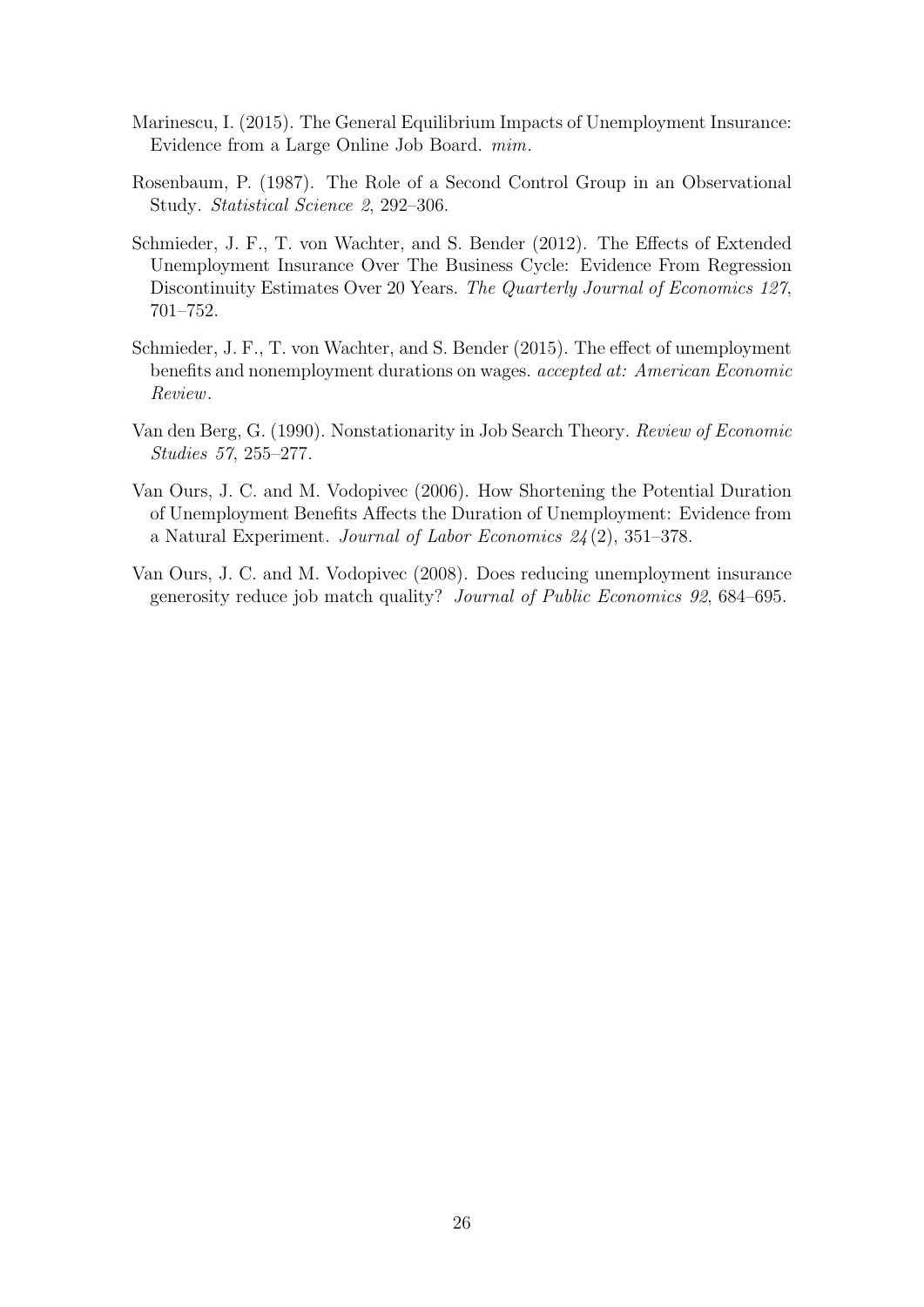Marinescu, I. (2015). The General Equilibrium Impacts of Unemployment Insurance: Evidence from a Large Online Job Board. *mim.*

Rosenbaum, P. (1987). The Role of a Second Control Group in an Observational Study. *Statistical Science 2*, 292–306.

Schmieder, J. F., T. von Wachter, and S. Bender (2012). The Effects of Extended Unemployment Insurance Over The Business Cycle: Evidence From Regression Discontinuity Estimates Over 20 Years. *The Quarterly Journal of Economics 127*, 701–752.

Schmieder, J. F., T. von Wachter, and S. Bender (2015). The effect of unemployment benefits and nonemployment durations on wages. *accepted at: American Economic Review*.

Van den Berg, G. (1990). Nonstationarity in Job Search Theory. *Review of Economic Studies 57*, 255–277.

Van Ours, J. C. and M. Vodopivec (2006). How Shortening the Potential Duration of Unemployment Benefits Affects the Duration of Unemployment: Evidence from a Natural Experiment. *Journal of Labor Economics 24*(2), 351–378.

Van Ours, J. C. and M. Vodopivec (2008). Does reducing unemployment insurance generosity reduce job match quality? *Journal of Public Economics 92*, 684–695.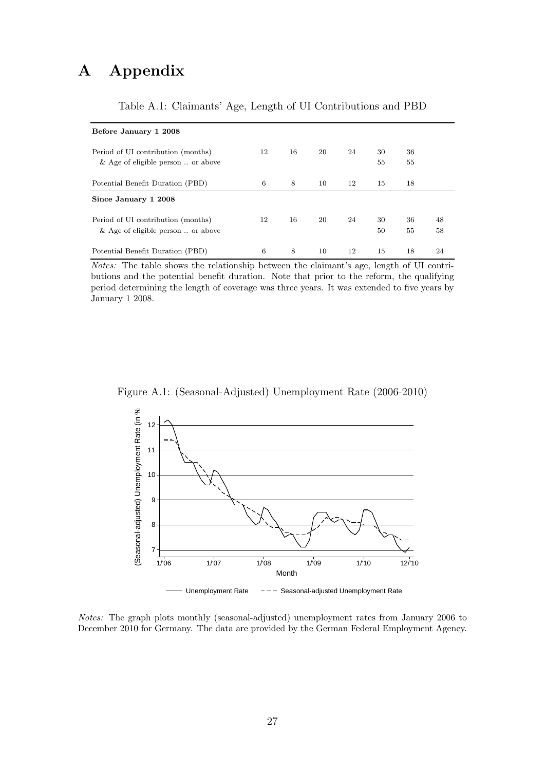# A Appendix

Table A.1: Claimants' Age, Length of UI Contributions and PBD

| **Before January 1 2008** | | | | | | | |
|---|---|---|---|---|---|---|---|
| Period of UI contribution (months) | 12 | 16 | 20 | 24 | 30 | 36 | |
| & Age of eligible person .. or above | | | | | 55 | 55 | |
| Potential Benefit Duration (PBD) | 6 | 8 | 10 | 12 | 15 | 18 | |
| **Since January 1 2008** | | | | | | | |
| Period of UI contribution (months) | 12 | 16 | 20 | 24 | 30 | 36 | 48 |
| & Age of eligible person .. or above | | | | | 50 | 55 | 58 |
| Potential Benefit Duration (PBD) | 6 | 8 | 10 | 12 | 15 | 18 | 24 |

*Notes:* The table shows the relationship between the claimant's age, length of UI contributions and the potential benefit duration. Note that prior to the reform, the qualifying period determining the length of coverage was three years. It was extended to five years by January 1 2008.

Figure A.1: (Seasonal-Adjusted) Unemployment Rate (2006-2010)

*Notes:* The graph plots monthly (seasonal-adjusted) unemployment rates from January 2006 to December 2010 for Germany. The data are provided by the German Federal Employment Agency.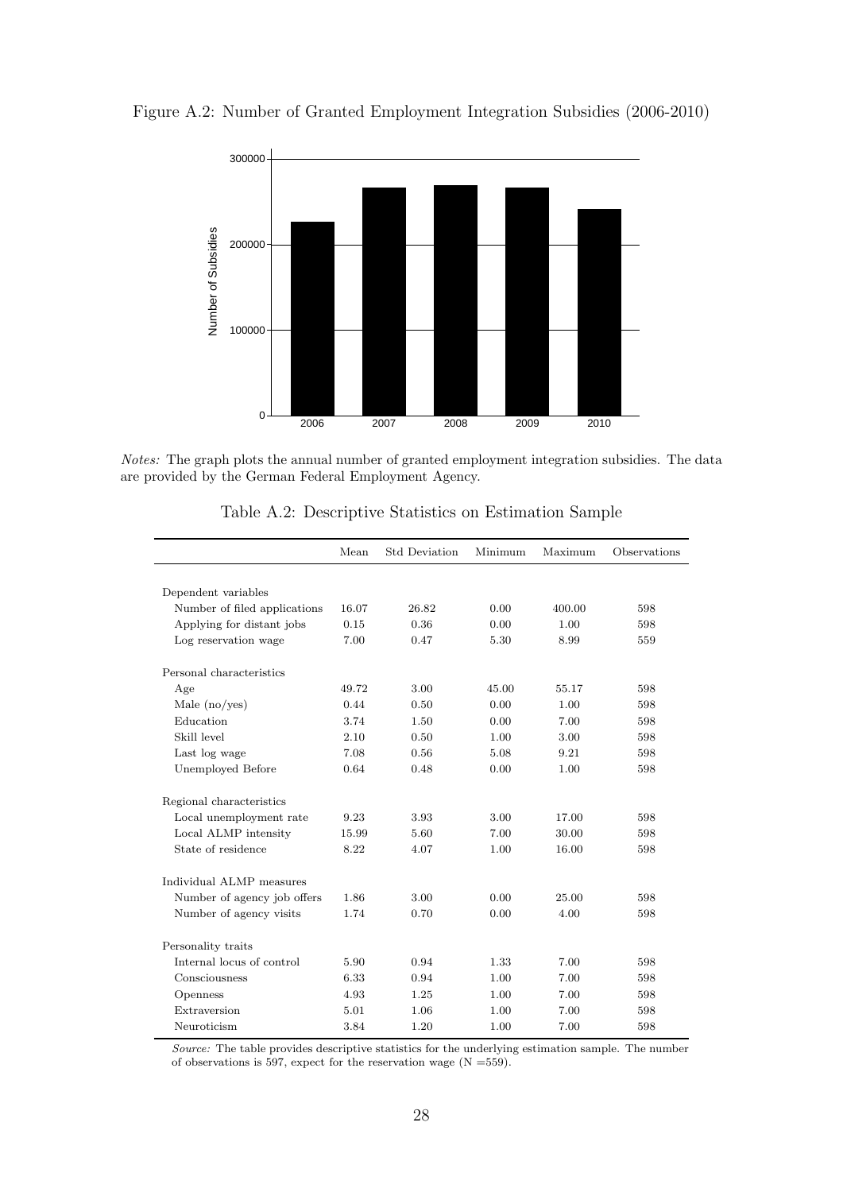Figure A.2: Number of Granted Employment Integration Subsidies (2006-2010)

*Notes:* The graph plots the annual number of granted employment integration subsidies. The data are provided by the German Federal Employment Agency.

Table A.2: Descriptive Statistics on Estimation Sample

| | Mean | Std Deviation | Minimum | Maximum | Observations |
|---|---|---|---|---|---|
| Dependent variables | | | | | |
| Number of filed applications | 16.07 | 26.82 | 0.00 | 400.00 | 598 |
| Applying for distant jobs | 0.15 | 0.36 | 0.00 | 1.00 | 598 |
| Log reservation wage | 7.00 | 0.47 | 5.30 | 8.99 | 559 |
| Personal characteristics | | | | | |
| Age | 49.72 | 3.00 | 45.00 | 55.17 | 598 |
| Male (no/yes) | 0.44 | 0.50 | 0.00 | 1.00 | 598 |
| Education | 3.74 | 1.50 | 0.00 | 7.00 | 598 |
| Skill level | 2.10 | 0.50 | 1.00 | 3.00 | 598 |
| Last log wage | 7.08 | 0.56 | 5.08 | 9.21 | 598 |
| Unemployed Before | 0.64 | 0.48 | 0.00 | 1.00 | 598 |
| Regional characteristics | | | | | |
| Local unemployment rate | 9.23 | 3.93 | 3.00 | 17.00 | 598 |
| Local ALMP intensity | 15.99 | 5.60 | 7.00 | 30.00 | 598 |
| State of residence | 8.22 | 4.07 | 1.00 | 16.00 | 598 |
| Individual ALMP measures | | | | | |
| Number of agency job offers | 1.86 | 3.00 | 0.00 | 25.00 | 598 |
| Number of agency visits | 1.74 | 0.70 | 0.00 | 4.00 | 598 |
| Personality traits | | | | | |
| Internal locus of control | 5.90 | 0.94 | 1.33 | 7.00 | 598 |
| Consciousness | 6.33 | 0.94 | 1.00 | 7.00 | 598 |
| Openness | 4.93 | 1.25 | 1.00 | 7.00 | 598 |
| Extraversion | 5.01 | 1.06 | 1.00 | 7.00 | 598 |
| Neuroticism | 3.84 | 1.20 | 1.00 | 7.00 | 598 |

*Source:* The table provides descriptive statistics for the underlying estimation sample. The number of observations is 597, expect for the reservation wage (N =559).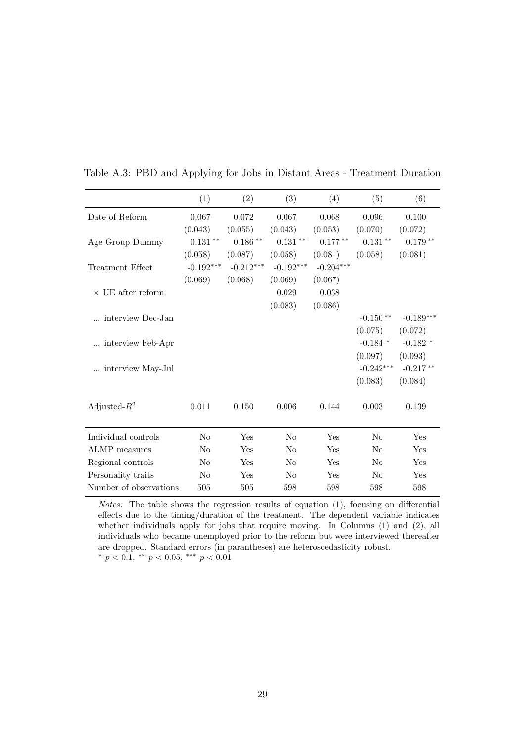Table A.3: PBD and Applying for Jobs in Distant Areas - Treatment Duration

| | (1) | (2) | (3) | (4) | (5) | (6) |
|---|---|---|---|---|---|---|
| Date of Reform | 0.067 | 0.072 | 0.067 | 0.068 | 0.096 | 0.100 |
| | (0.043) | (0.055) | (0.043) | (0.053) | (0.070) | (0.072) |
| Age Group Dummy | $0.131^{**}$ | $0.186^{**}$ | $0.131^{**}$ | $0.177^{**}$ | $0.131^{**}$ | $0.179^{**}$ |
| | (0.058) | (0.087) | (0.058) | (0.081) | (0.058) | (0.081) |
| Treatment Effect | $-0.192^{***}$ | $-0.212^{***}$ | $-0.192^{***}$ | $-0.204^{***}$ | | |
| | (0.069) | (0.068) | (0.069) | (0.067) | | |
| × UE after reform | | | 0.029 | 0.038 | | |
| | | | (0.083) | (0.086) | | |
| ... interview Dec-Jan | | | | | $-0.150^{**}$ | $-0.189^{***}$ |
| | | | | | (0.075) | (0.072) |
| ... interview Feb-Apr | | | | | $-0.184^{*}$ | $-0.182^{*}$ |
| | | | | | (0.097) | (0.093) |
| ... interview May-Jul | | | | | $-0.242^{***}$ | $-0.217^{**}$ |
| | | | | | (0.083) | (0.084) |
| Adjusted-$R^2$ | 0.011 | 0.150 | 0.006 | 0.144 | 0.003 | 0.139 |
| Individual controls | No | Yes | No | Yes | No | Yes |
| ALMP measures | No | Yes | No | Yes | No | Yes |
| Regional controls | No | Yes | No | Yes | No | Yes |
| Personality traits | No | Yes | No | Yes | No | Yes |
| Number of observations | 505 | 505 | 598 | 598 | 598 | 598 |

*Notes:* The table shows the regression results of equation (1), focusing on differential effects due to the timing/duration of the treatment. The dependent variable indicates whether individuals apply for jobs that require moving. In Columns (1) and (2), all individuals who became unemployed prior to the reform but were interviewed thereafter are dropped. Standard errors (in parantheses) are heteroscedasticity robust.

$^{*}$ $p < 0.1$, $^{**}$ $p < 0.05$, $^{***}$ $p < 0.01$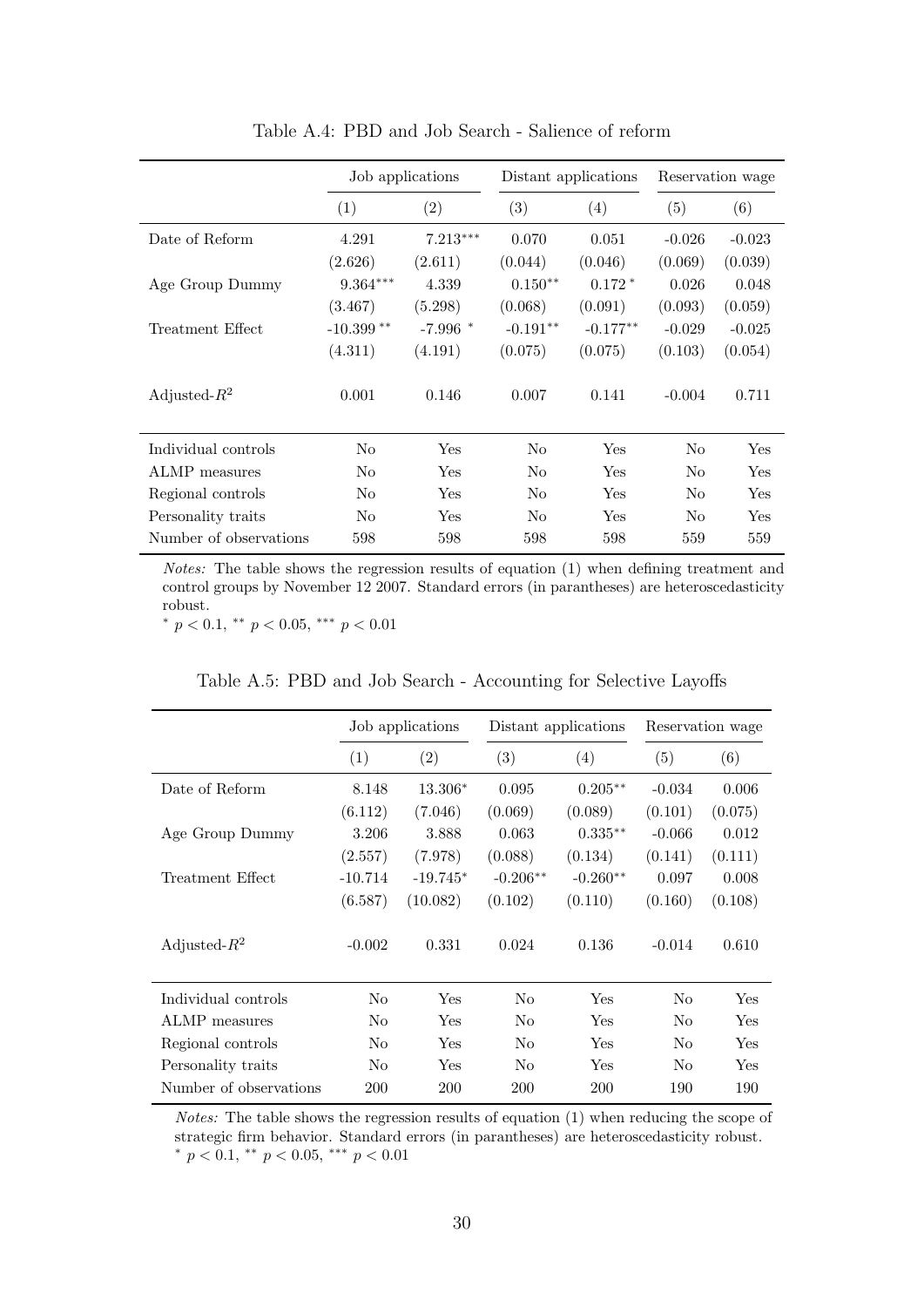Table A.4: PBD and Job Search - Salience of reform

| | Job applications | | Distant applications | | Reservation wage | |
|---|---|---|---|---|---|---|
| | (1) | (2) | (3) | (4) | (5) | (6) |
| Date of Reform | 4.291 | 7.213*** | 0.070 | 0.051 | -0.026 | -0.023 |
| | (2.626) | (2.611) | (0.044) | (0.046) | (0.069) | (0.039) |
| Age Group Dummy | 9.364*** | 4.339 | 0.150** | 0.172 * | 0.026 | 0.048 |
| | (3.467) | (5.298) | (0.068) | (0.091) | (0.093) | (0.059) |
| Treatment Effect | -10.399 ** | -7.996 * | -0.191** | -0.177** | -0.029 | -0.025 |
| | (4.311) | (4.191) | (0.075) | (0.075) | (0.103) | (0.054) |
| Adjusted-$R^2$ | 0.001 | 0.146 | 0.007 | 0.141 | -0.004 | 0.711 |
| Individual controls | No | Yes | No | Yes | No | Yes |
| ALMP measures | No | Yes | No | Yes | No | Yes |
| Regional controls | No | Yes | No | Yes | No | Yes |
| Personality traits | No | Yes | No | Yes | No | Yes |
| Number of observations | 598 | 598 | 598 | 598 | 559 | 559 |

*Notes:* The table shows the regression results of equation (1) when defining treatment and control groups by November 12 2007. Standard errors (in parantheses) are heteroscedasticity robust.
$^{*}$ $p < 0.1$, $^{**}$ $p < 0.05$, $^{***}$ $p < 0.01$

Table A.5: PBD and Job Search - Accounting for Selective Layoffs

| | Job applications | | Distant applications | | Reservation wage | |
|---|---|---|---|---|---|---|
| | (1) | (2) | (3) | (4) | (5) | (6) |
| Date of Reform | 8.148 | 13.306* | 0.095 | 0.205** | -0.034 | 0.006 |
| | (6.112) | (7.046) | (0.069) | (0.089) | (0.101) | (0.075) |
| Age Group Dummy | 3.206 | 3.888 | 0.063 | 0.335** | -0.066 | 0.012 |
| | (2.557) | (7.978) | (0.088) | (0.134) | (0.141) | (0.111) |
| Treatment Effect | -10.714 | -19.745* | -0.206** | -0.260** | 0.097 | 0.008 |
| | (6.587) | (10.082) | (0.102) | (0.110) | (0.160) | (0.108) |
| Adjusted-$R^2$ | -0.002 | 0.331 | 0.024 | 0.136 | -0.014 | 0.610 |
| Individual controls | No | Yes | No | Yes | No | Yes |
| ALMP measures | No | Yes | No | Yes | No | Yes |
| Regional controls | No | Yes | No | Yes | No | Yes |
| Personality traits | No | Yes | No | Yes | No | Yes |
| Number of observations | 200 | 200 | 200 | 200 | 190 | 190 |

*Notes:* The table shows the regression results of equation (1) when reducing the scope of strategic firm behavior. Standard errors (in parantheses) are heteroscedasticity robust.
$^{*}$ $p < 0.1$, $^{**}$ $p < 0.05$, $^{***}$ $p < 0.01$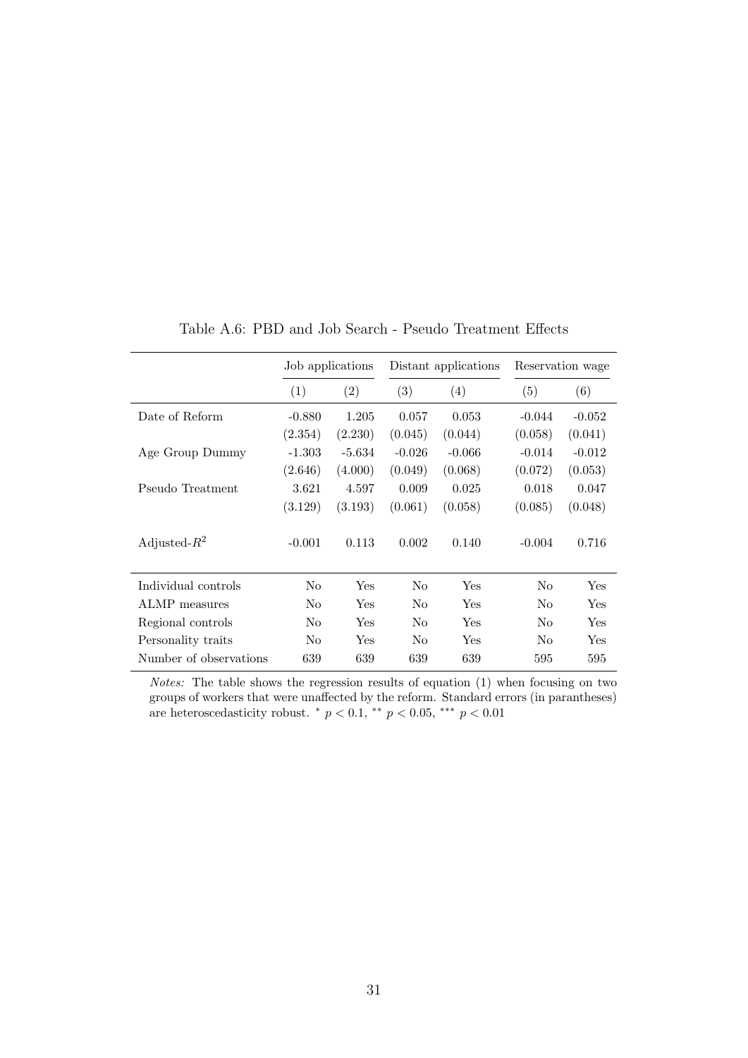Table A.6: PBD and Job Search - Pseudo Treatment Effects

| | Job applications | | Distant applications | | Reservation wage | |
|---|---|---|---|---|---|---|
| | (1) | (2) | (3) | (4) | (5) | (6) |
| Date of Reform | -0.880 | 1.205 | 0.057 | 0.053 | -0.044 | -0.052 |
| | (2.354) | (2.230) | (0.045) | (0.044) | (0.058) | (0.041) |
| Age Group Dummy | -1.303 | -5.634 | -0.026 | -0.066 | -0.014 | -0.012 |
| | (2.646) | (4.000) | (0.049) | (0.068) | (0.072) | (0.053) |
| Pseudo Treatment | 3.621 | 4.597 | 0.009 | 0.025 | 0.018 | 0.047 |
| | (3.129) | (3.193) | (0.061) | (0.058) | (0.085) | (0.048) |
| Adjusted-$R^2$ | -0.001 | 0.113 | 0.002 | 0.140 | -0.004 | 0.716 |
| Individual controls | No | Yes | No | Yes | No | Yes |
| ALMP measures | No | Yes | No | Yes | No | Yes |
| Regional controls | No | Yes | No | Yes | No | Yes |
| Personality traits | No | Yes | No | Yes | No | Yes |
| Number of observations | 639 | 639 | 639 | 639 | 595 | 595 |

*Notes:* The table shows the regression results of equation (1) when focusing on two groups of workers that were unaffected by the reform. Standard errors (in parantheses) are heteroscedasticity robust. $^{*}$ $p < 0.1$, $^{**}$ $p < 0.05$, $^{***}$ $p < 0.01$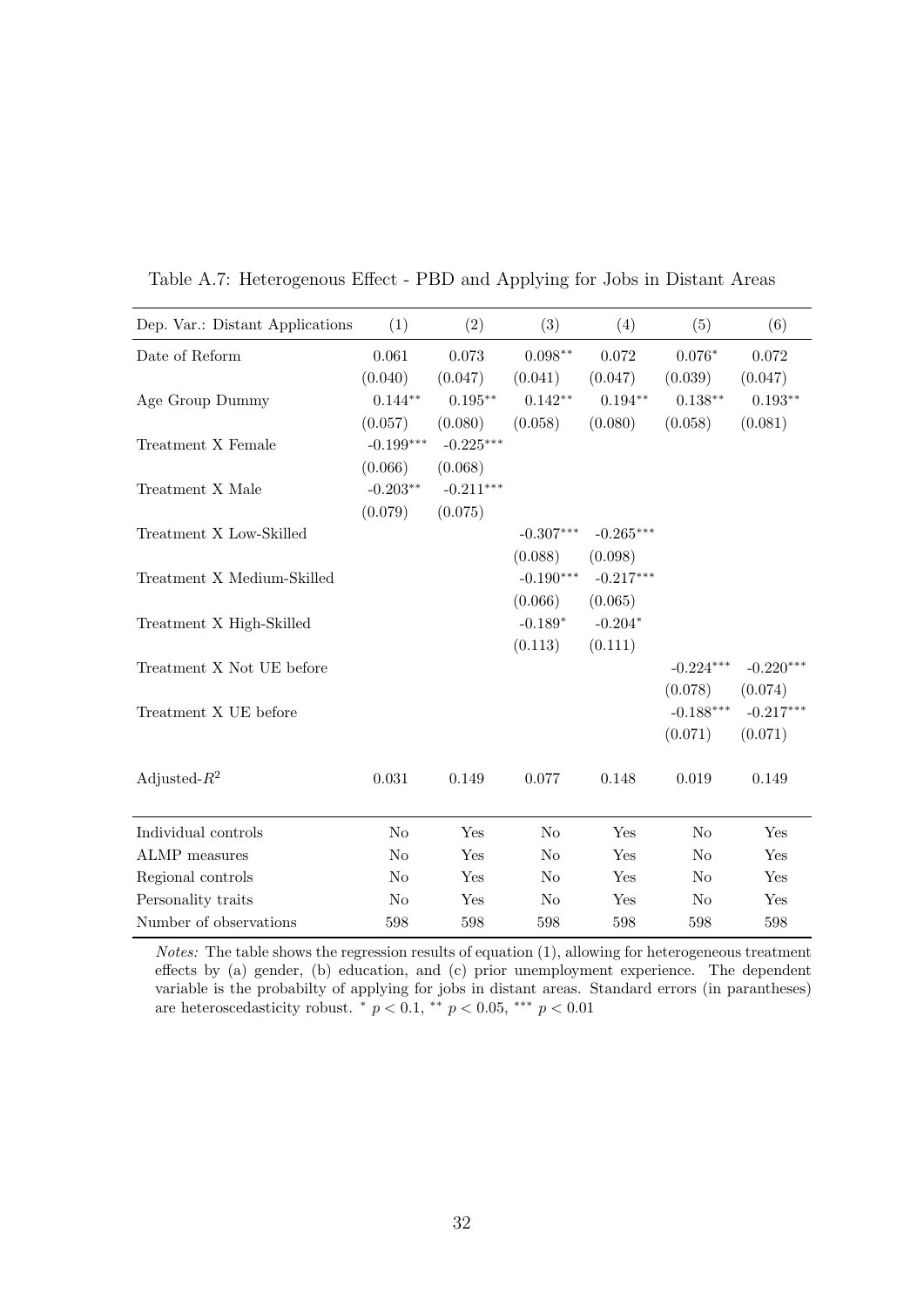Table A.7: Heterogenous Effect - PBD and Applying for Jobs in Distant Areas

| Dep. Var.: Distant Applications | (1) | (2) | (3) | (4) | (5) | (6) |
|---|---|---|---|---|---|---|
| Date of Reform | 0.061 | 0.073 | $0.098^{**}$ | 0.072 | $0.076^{*}$ | 0.072 |
| | (0.040) | (0.047) | (0.041) | (0.047) | (0.039) | (0.047) |
| Age Group Dummy | $0.144^{**}$ | $0.195^{**}$ | $0.142^{**}$ | $0.194^{**}$ | $0.138^{**}$ | $0.193^{**}$ |
| | (0.057) | (0.080) | (0.058) | (0.080) | (0.058) | (0.081) |
| Treatment X Female | $-0.199^{***}$ | $-0.225^{***}$ | | | | |
| | (0.066) | (0.068) | | | | |
| Treatment X Male | $-0.203^{**}$ | $-0.211^{***}$ | | | | |
| | (0.079) | (0.075) | | | | |
| Treatment X Low-Skilled | | | $-0.307^{***}$ | $-0.265^{***}$ | | |
| | | | (0.088) | (0.098) | | |
| Treatment X Medium-Skilled | | | $-0.190^{***}$ | $-0.217^{***}$ | | |
| | | | (0.066) | (0.065) | | |
| Treatment X High-Skilled | | | $-0.189^{*}$ | $-0.204^{*}$ | | |
| | | | (0.113) | (0.111) | | |
| Treatment X Not UE before | | | | | $-0.224^{***}$ | $-0.220^{***}$ |
| | | | | | (0.078) | (0.074) |
| Treatment X UE before | | | | | $-0.188^{***}$ | $-0.217^{***}$ |
| | | | | | (0.071) | (0.071) |
| Adjusted-$R^2$ | 0.031 | 0.149 | 0.077 | 0.148 | 0.019 | 0.149 |
| Individual controls | No | Yes | No | Yes | No | Yes |
| ALMP measures | No | Yes | No | Yes | No | Yes |
| Regional controls | No | Yes | No | Yes | No | Yes |
| Personality traits | No | Yes | No | Yes | No | Yes |
| Number of observations | 598 | 598 | 598 | 598 | 598 | 598 |

*Notes:* The table shows the regression results of equation (1), allowing for heterogeneous treatment effects by (a) gender, (b) education, and (c) prior unemployment experience. The dependent variable is the probabilty of applying for jobs in distant areas. Standard errors (in parantheses) are heteroscedasticity robust. $^{*}$ $p < 0.1$, $^{**}$ $p < 0.05$, $^{***}$ $p < 0.01$